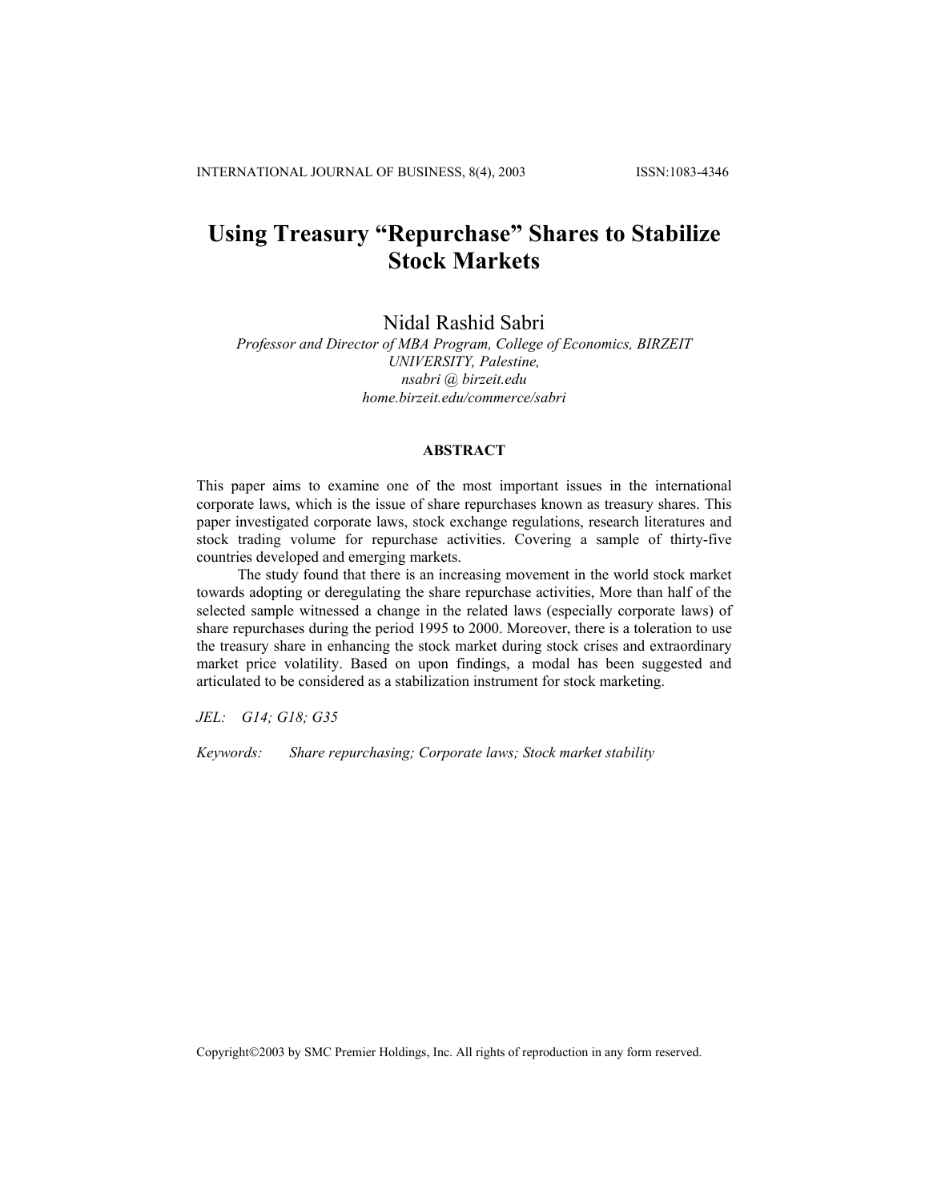# Using Treasury "Repurchase" Shares to Stabilize Stock Markets

Nidal Rashid Sabri

*Professor and Director of MBA Program, College of Economics, BIRZEIT UNIVERSITY, Palestine,*
*nsabri @ birzeit.edu*
*home.birzeit.edu/commerce/sabri*

## ABSTRACT

This paper aims to examine one of the most important issues in the international corporate laws, which is the issue of share repurchases known as treasury shares. This paper investigated corporate laws, stock exchange regulations, research literatures and stock trading volume for repurchase activities. Covering a sample of thirty-five countries developed and emerging markets.

The study found that there is an increasing movement in the world stock market towards adopting or deregulating the share repurchase activities, More than half of the selected sample witnessed a change in the related laws (especially corporate laws) of share repurchases during the period 1995 to 2000. Moreover, there is a toleration to use the treasury share in enhancing the stock market during stock crises and extraordinary market price volatility. Based on upon findings, a modal has been suggested and articulated to be considered as a stabilization instrument for stock marketing.

*JEL: G14; G18; G35*

*Keywords: Share repurchasing; Corporate laws; Stock market stability*

Copyright©2003 by SMC Premier Holdings, Inc. All rights of reproduction in any form reserved.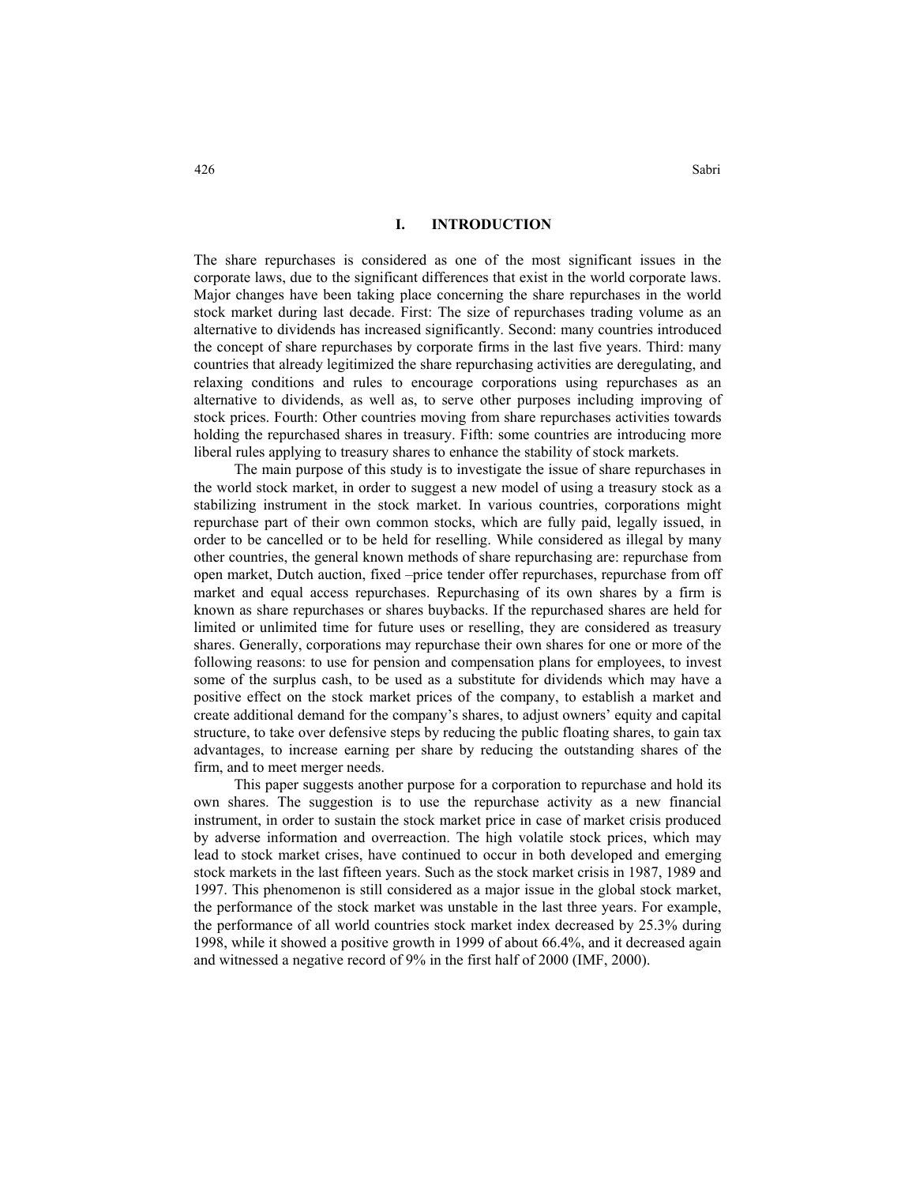## I. INTRODUCTION

The share repurchases is considered as one of the most significant issues in the corporate laws, due to the significant differences that exist in the world corporate laws. Major changes have been taking place concerning the share repurchases in the world stock market during last decade. First: The size of repurchases trading volume as an alternative to dividends has increased significantly. Second: many countries introduced the concept of share repurchases by corporate firms in the last five years. Third: many countries that already legitimized the share repurchasing activities are deregulating, and relaxing conditions and rules to encourage corporations using repurchases as an alternative to dividends, as well as, to serve other purposes including improving of stock prices. Fourth: Other countries moving from share repurchases activities towards holding the repurchased shares in treasury. Fifth: some countries are introducing more liberal rules applying to treasury shares to enhance the stability of stock markets.

The main purpose of this study is to investigate the issue of share repurchases in the world stock market, in order to suggest a new model of using a treasury stock as a stabilizing instrument in the stock market. In various countries, corporations might repurchase part of their own common stocks, which are fully paid, legally issued, in order to be cancelled or to be held for reselling. While considered as illegal by many other countries, the general known methods of share repurchasing are: repurchase from open market, Dutch auction, fixed –price tender offer repurchases, repurchase from off market and equal access repurchases. Repurchasing of its own shares by a firm is known as share repurchases or shares buybacks. If the repurchased shares are held for limited or unlimited time for future uses or reselling, they are considered as treasury shares. Generally, corporations may repurchase their own shares for one or more of the following reasons: to use for pension and compensation plans for employees, to invest some of the surplus cash, to be used as a substitute for dividends which may have a positive effect on the stock market prices of the company, to establish a market and create additional demand for the company's shares, to adjust owners' equity and capital structure, to take over defensive steps by reducing the public floating shares, to gain tax advantages, to increase earning per share by reducing the outstanding shares of the firm, and to meet merger needs.

This paper suggests another purpose for a corporation to repurchase and hold its own shares. The suggestion is to use the repurchase activity as a new financial instrument, in order to sustain the stock market price in case of market crisis produced by adverse information and overreaction. The high volatile stock prices, which may lead to stock market crises, have continued to occur in both developed and emerging stock markets in the last fifteen years. Such as the stock market crisis in 1987, 1989 and 1997. This phenomenon is still considered as a major issue in the global stock market, the performance of the stock market was unstable in the last three years. For example, the performance of all world countries stock market index decreased by 25.3% during 1998, while it showed a positive growth in 1999 of about 66.4%, and it decreased again and witnessed a negative record of 9% in the first half of 2000 (IMF, 2000).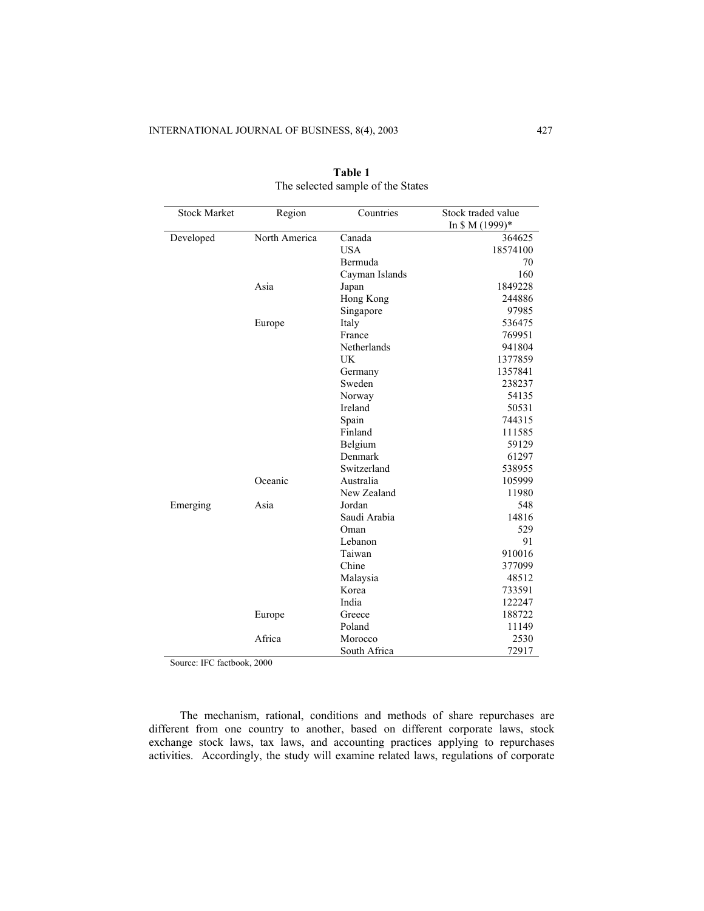**Table 1**
The selected sample of the States

| Stock Market | Region | Countries | Stock traded value In $ M (1999)* |
|---|---|---|---|
| Developed | North America | Canada | 364625 |
| | | USA | 18574100 |
| | | Bermuda | 70 |
| | | Cayman Islands | 160 |
| | Asia | Japan | 1849228 |
| | | Hong Kong | 244886 |
| | | Singapore | 97985 |
| | Europe | Italy | 536475 |
| | | France | 769951 |
| | | Netherlands | 941804 |
| | | UK | 1377859 |
| | | Germany | 1357841 |
| | | Sweden | 238237 |
| | | Norway | 54135 |
| | | Ireland | 50531 |
| | | Spain | 744315 |
| | | Finland | 111585 |
| | | Belgium | 59129 |
| | | Denmark | 61297 |
| | | Switzerland | 538955 |
| | Oceanic | Australia | 105999 |
| | | New Zealand | 11980 |
| Emerging | Asia | Jordan | 548 |
| | | Saudi Arabia | 14816 |
| | | Oman | 529 |
| | | Lebanon | 91 |
| | | Taiwan | 910016 |
| | | Chine | 377099 |
| | | Malaysia | 48512 |
| | | Korea | 733591 |
| | | India | 122247 |
| | Europe | Greece | 188722 |
| | | Poland | 11149 |
| | Africa | Morocco | 2530 |
| | | South Africa | 72917 |

Source: IFC factbook, 2000

The mechanism, rational, conditions and methods of share repurchases are different from one country to another, based on different corporate laws, stock exchange stock laws, tax laws, and accounting practices applying to repurchases activities. Accordingly, the study will examine related laws, regulations of corporate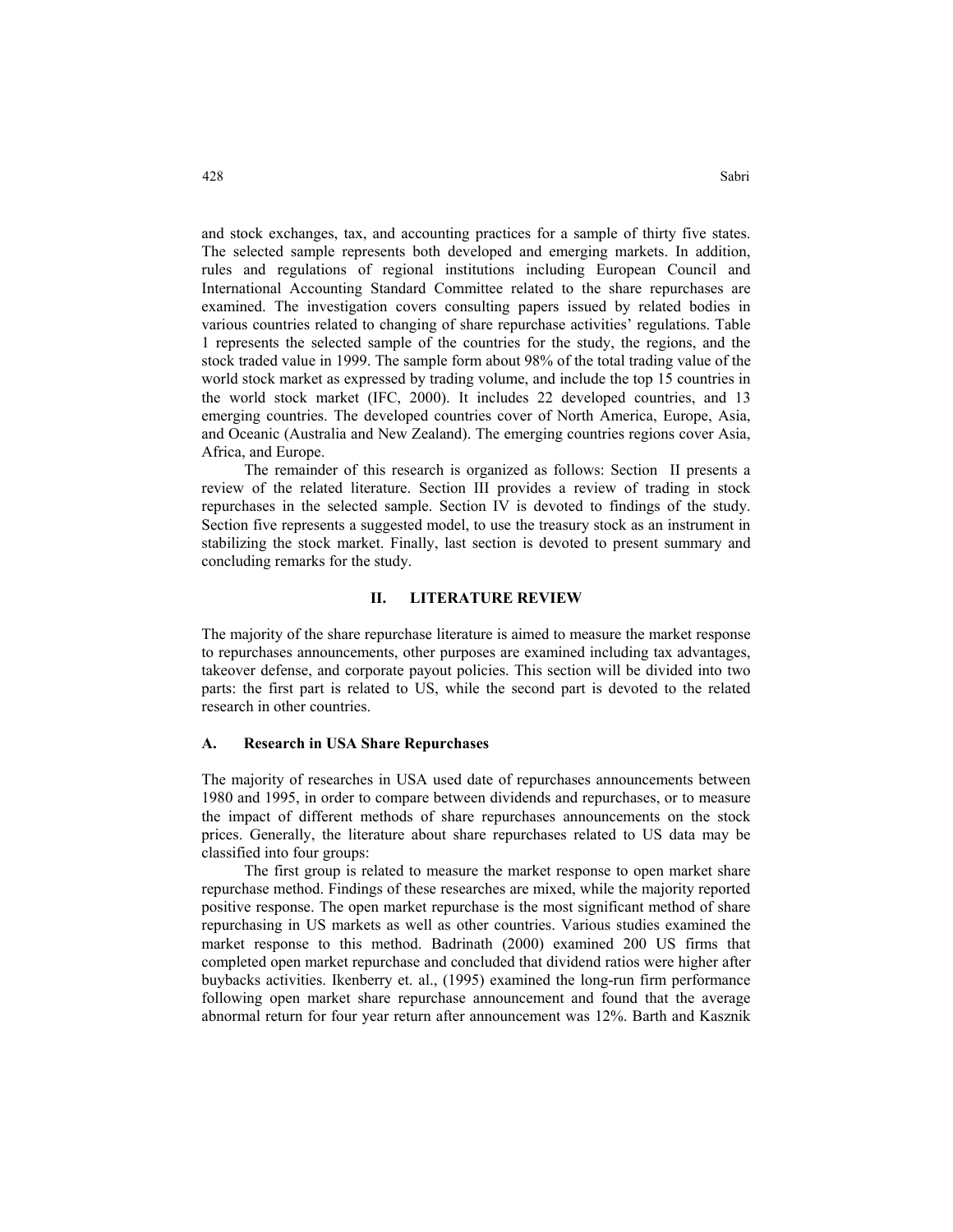and stock exchanges, tax, and accounting practices for a sample of thirty five states. The selected sample represents both developed and emerging markets. In addition, rules and regulations of regional institutions including European Council and International Accounting Standard Committee related to the share repurchases are examined. The investigation covers consulting papers issued by related bodies in various countries related to changing of share repurchase activities' regulations. Table 1 represents the selected sample of the countries for the study, the regions, and the stock traded value in 1999. The sample form about 98% of the total trading value of the world stock market as expressed by trading volume, and include the top 15 countries in the world stock market (IFC, 2000). It includes 22 developed countries, and 13 emerging countries. The developed countries cover of North America, Europe, Asia, and Oceanic (Australia and New Zealand). The emerging countries regions cover Asia, Africa, and Europe.

The remainder of this research is organized as follows: Section II presents a review of the related literature. Section III provides a review of trading in stock repurchases in the selected sample. Section IV is devoted to findings of the study. Section five represents a suggested model, to use the treasury stock as an instrument in stabilizing the stock market. Finally, last section is devoted to present summary and concluding remarks for the study.

## II. LITERATURE REVIEW

The majority of the share repurchase literature is aimed to measure the market response to repurchases announcements, other purposes are examined including tax advantages, takeover defense, and corporate payout policies. This section will be divided into two parts: the first part is related to US, while the second part is devoted to the related research in other countries.

### A. Research in USA Share Repurchases

The majority of researches in USA used date of repurchases announcements between 1980 and 1995, in order to compare between dividends and repurchases, or to measure the impact of different methods of share repurchases announcements on the stock prices. Generally, the literature about share repurchases related to US data may be classified into four groups:

The first group is related to measure the market response to open market share repurchase method. Findings of these researches are mixed, while the majority reported positive response. The open market repurchase is the most significant method of share repurchasing in US markets as well as other countries. Various studies examined the market response to this method. Badrinath (2000) examined 200 US firms that completed open market repurchase and concluded that dividend ratios were higher after buybacks activities. Ikenberry et. al., (1995) examined the long-run firm performance following open market share repurchase announcement and found that the average abnormal return for four year return after announcement was 12%. Barth and Kasznik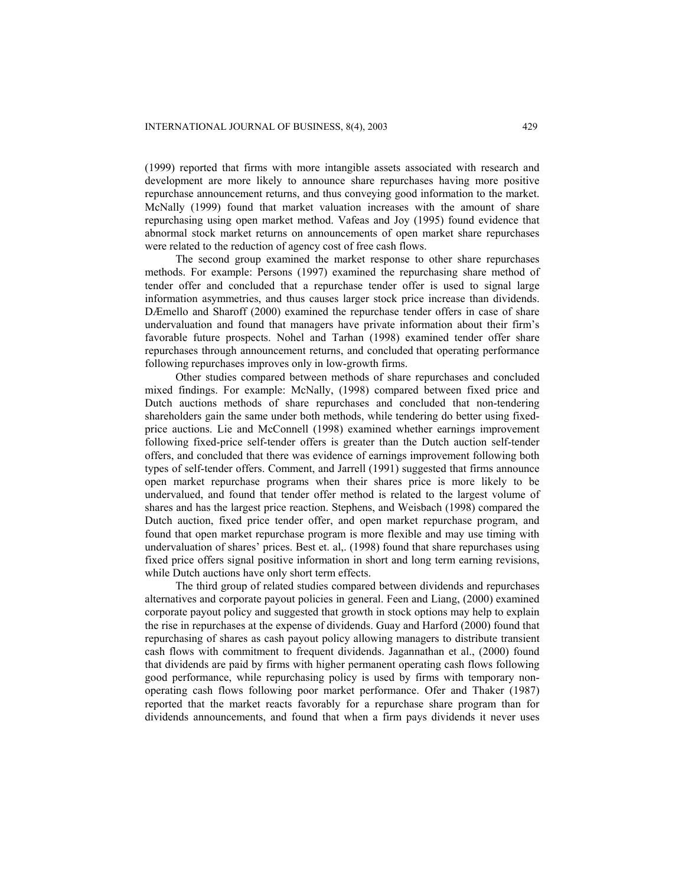(1999) reported that firms with more intangible assets associated with research and development are more likely to announce share repurchases having more positive repurchase announcement returns, and thus conveying good information to the market. McNally (1999) found that market valuation increases with the amount of share repurchasing using open market method. Vafeas and Joy (1995) found evidence that abnormal stock market returns on announcements of open market share repurchases were related to the reduction of agency cost of free cash flows.

The second group examined the market response to other share repurchases methods. For example: Persons (1997) examined the repurchasing share method of tender offer and concluded that a repurchase tender offer is used to signal large information asymmetries, and thus causes larger stock price increase than dividends. DÆmello and Sharoff (2000) examined the repurchase tender offers in case of share undervaluation and found that managers have private information about their firm's favorable future prospects. Nohel and Tarhan (1998) examined tender offer share repurchases through announcement returns, and concluded that operating performance following repurchases improves only in low-growth firms.

Other studies compared between methods of share repurchases and concluded mixed findings. For example: McNally, (1998) compared between fixed price and Dutch auctions methods of share repurchases and concluded that non-tendering shareholders gain the same under both methods, while tendering do better using fixed-price auctions. Lie and McConnell (1998) examined whether earnings improvement following fixed-price self-tender offers is greater than the Dutch auction self-tender offers, and concluded that there was evidence of earnings improvement following both types of self-tender offers. Comment, and Jarrell (1991) suggested that firms announce open market repurchase programs when their shares price is more likely to be undervalued, and found that tender offer method is related to the largest volume of shares and has the largest price reaction. Stephens, and Weisbach (1998) compared the Dutch auction, fixed price tender offer, and open market repurchase program, and found that open market repurchase program is more flexible and may use timing with undervaluation of shares' prices. Best et. al,. (1998) found that share repurchases using fixed price offers signal positive information in short and long term earning revisions, while Dutch auctions have only short term effects.

The third group of related studies compared between dividends and repurchases alternatives and corporate payout policies in general. Feen and Liang, (2000) examined corporate payout policy and suggested that growth in stock options may help to explain the rise in repurchases at the expense of dividends. Guay and Harford (2000) found that repurchasing of shares as cash payout policy allowing managers to distribute transient cash flows with commitment to frequent dividends. Jagannathan et al., (2000) found that dividends are paid by firms with higher permanent operating cash flows following good performance, while repurchasing policy is used by firms with temporary non-operating cash flows following poor market performance. Ofer and Thaker (1987) reported that the market reacts favorably for a repurchase share program than for dividends announcements, and found that when a firm pays dividends it never uses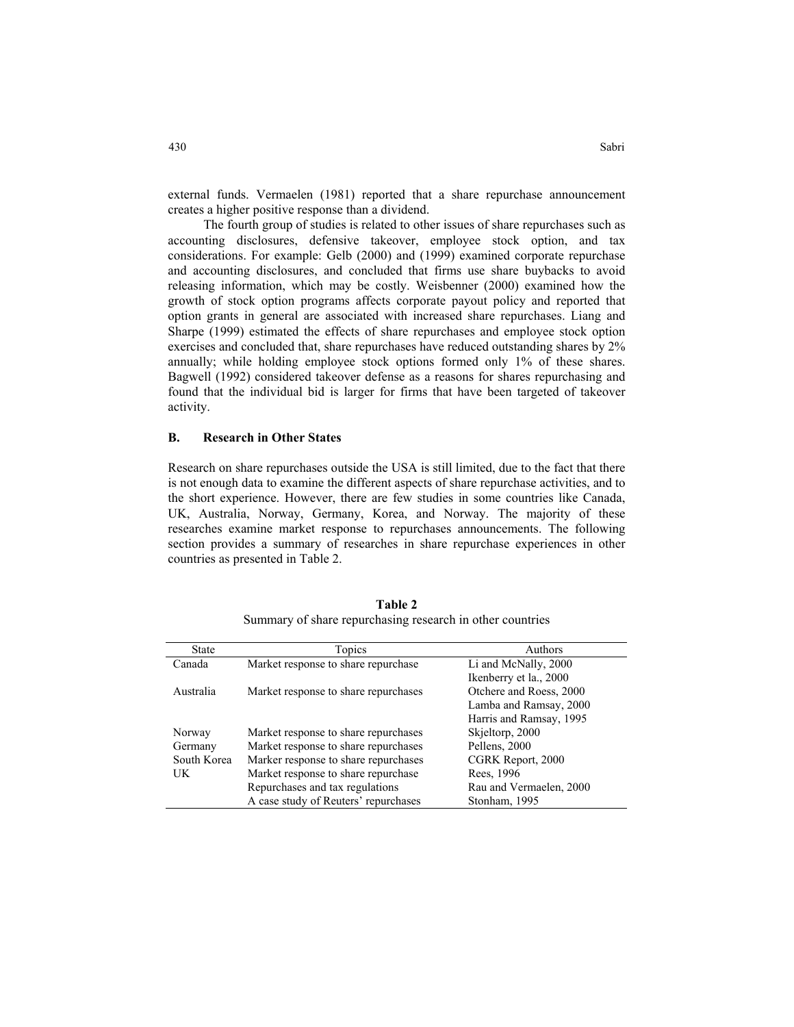external funds. Vermaelen (1981) reported that a share repurchase announcement creates a higher positive response than a dividend.

The fourth group of studies is related to other issues of share repurchases such as accounting disclosures, defensive takeover, employee stock option, and tax considerations. For example: Gelb (2000) and (1999) examined corporate repurchase and accounting disclosures, and concluded that firms use share buybacks to avoid releasing information, which may be costly. Weisbenner (2000) examined how the growth of stock option programs affects corporate payout policy and reported that option grants in general are associated with increased share repurchases. Liang and Sharpe (1999) estimated the effects of share repurchases and employee stock option exercises and concluded that, share repurchases have reduced outstanding shares by 2% annually; while holding employee stock options formed only 1% of these shares. Bagwell (1992) considered takeover defense as a reasons for shares repurchasing and found that the individual bid is larger for firms that have been targeted of takeover activity.

## B. Research in Other States

Research on share repurchases outside the USA is still limited, due to the fact that there is not enough data to examine the different aspects of share repurchase activities, and to the short experience. However, there are few studies in some countries like Canada, UK, Australia, Norway, Germany, Korea, and Norway. The majority of these researches examine market response to repurchases announcements. The following section provides a summary of researches in share repurchase experiences in other countries as presented in Table 2.

**Table 2**
Summary of share repurchasing research in other countries

| State | Topics | Authors |
|---|---|---|
| Canada | Market response to share repurchase | Li and McNally, 2000 |
| | | Ikenberry et la., 2000 |
| Australia | Market response to share repurchases | Otchere and Roess, 2000 |
| | | Lamba and Ramsay, 2000 |
| | | Harris and Ramsay, 1995 |
| Norway | Market response to share repurchases | Skjeltorp, 2000 |
| Germany | Market response to share repurchases | Pellens, 2000 |
| South Korea | Marker response to share repurchases | CGRK Report, 2000 |
| UK | Market response to share repurchase | Rees, 1996 |
| | Repurchases and tax regulations | Rau and Vermaelen, 2000 |
| | A case study of Reuters' repurchases | Stonham, 1995 |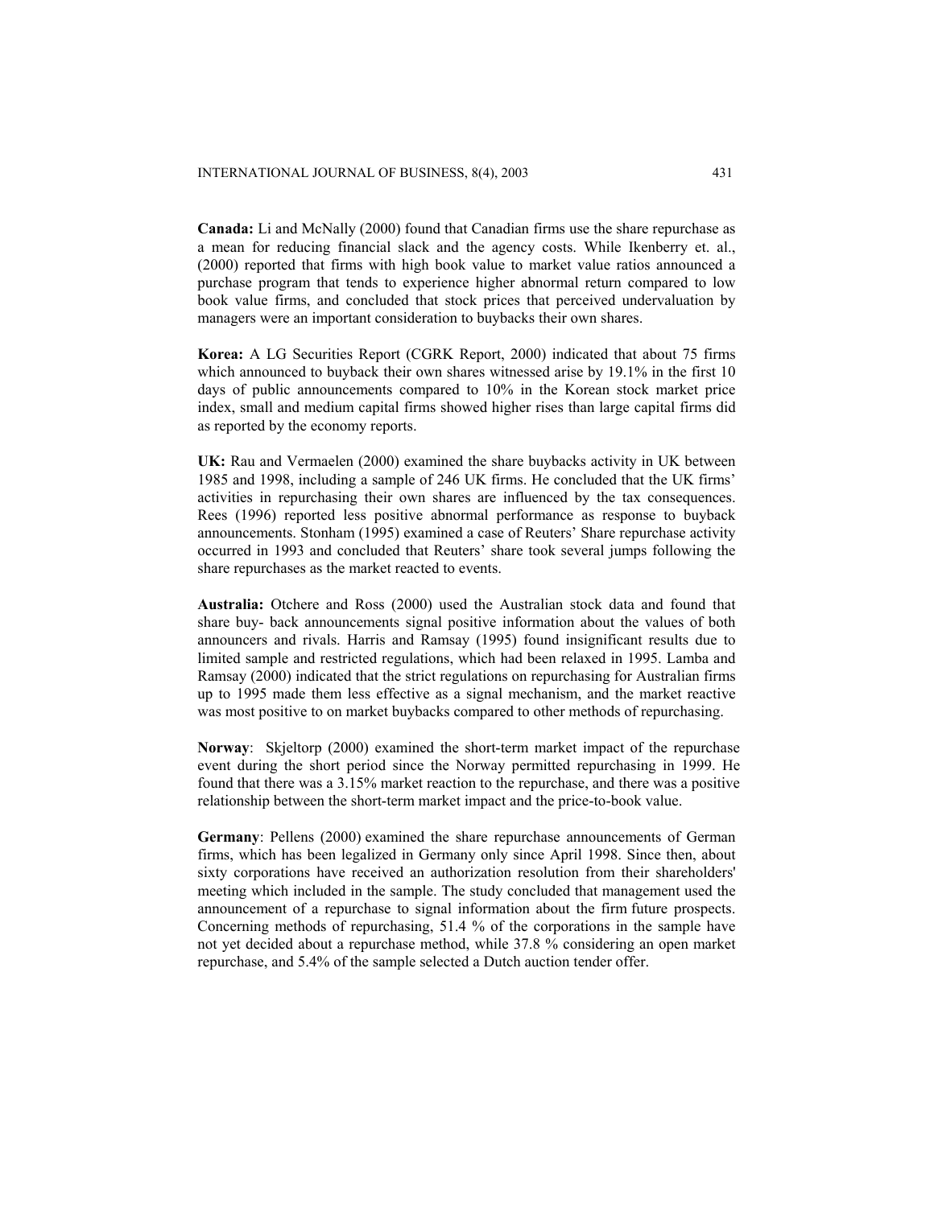**Canada:** Li and McNally (2000) found that Canadian firms use the share repurchase as a mean for reducing financial slack and the agency costs. While Ikenberry et. al., (2000) reported that firms with high book value to market value ratios announced a purchase program that tends to experience higher abnormal return compared to low book value firms, and concluded that stock prices that perceived undervaluation by managers were an important consideration to buybacks their own shares.

**Korea:** A LG Securities Report (CGRK Report, 2000) indicated that about 75 firms which announced to buyback their own shares witnessed arise by 19.1% in the first 10 days of public announcements compared to 10% in the Korean stock market price index, small and medium capital firms showed higher rises than large capital firms did as reported by the economy reports.

**UK:** Rau and Vermaelen (2000) examined the share buybacks activity in UK between 1985 and 1998, including a sample of 246 UK firms. He concluded that the UK firms' activities in repurchasing their own shares are influenced by the tax consequences. Rees (1996) reported less positive abnormal performance as response to buyback announcements. Stonham (1995) examined a case of Reuters' Share repurchase activity occurred in 1993 and concluded that Reuters' share took several jumps following the share repurchases as the market reacted to events.

**Australia:** Otchere and Ross (2000) used the Australian stock data and found that share buy- back announcements signal positive information about the values of both announcers and rivals. Harris and Ramsay (1995) found insignificant results due to limited sample and restricted regulations, which had been relaxed in 1995. Lamba and Ramsay (2000) indicated that the strict regulations on repurchasing for Australian firms up to 1995 made them less effective as a signal mechanism, and the market reactive was most positive to on market buybacks compared to other methods of repurchasing.

**Norway**: Skjeltorp (2000) examined the short-term market impact of the repurchase event during the short period since the Norway permitted repurchasing in 1999. He found that there was a 3.15% market reaction to the repurchase, and there was a positive relationship between the short-term market impact and the price-to-book value.

**Germany**: Pellens (2000) examined the share repurchase announcements of German firms, which has been legalized in Germany only since April 1998. Since then, about sixty corporations have received an authorization resolution from their shareholders' meeting which included in the sample. The study concluded that management used the announcement of a repurchase to signal information about the firm future prospects. Concerning methods of repurchasing, 51.4 % of the corporations in the sample have not yet decided about a repurchase method, while 37.8 % considering an open market repurchase, and 5.4% of the sample selected a Dutch auction tender offer.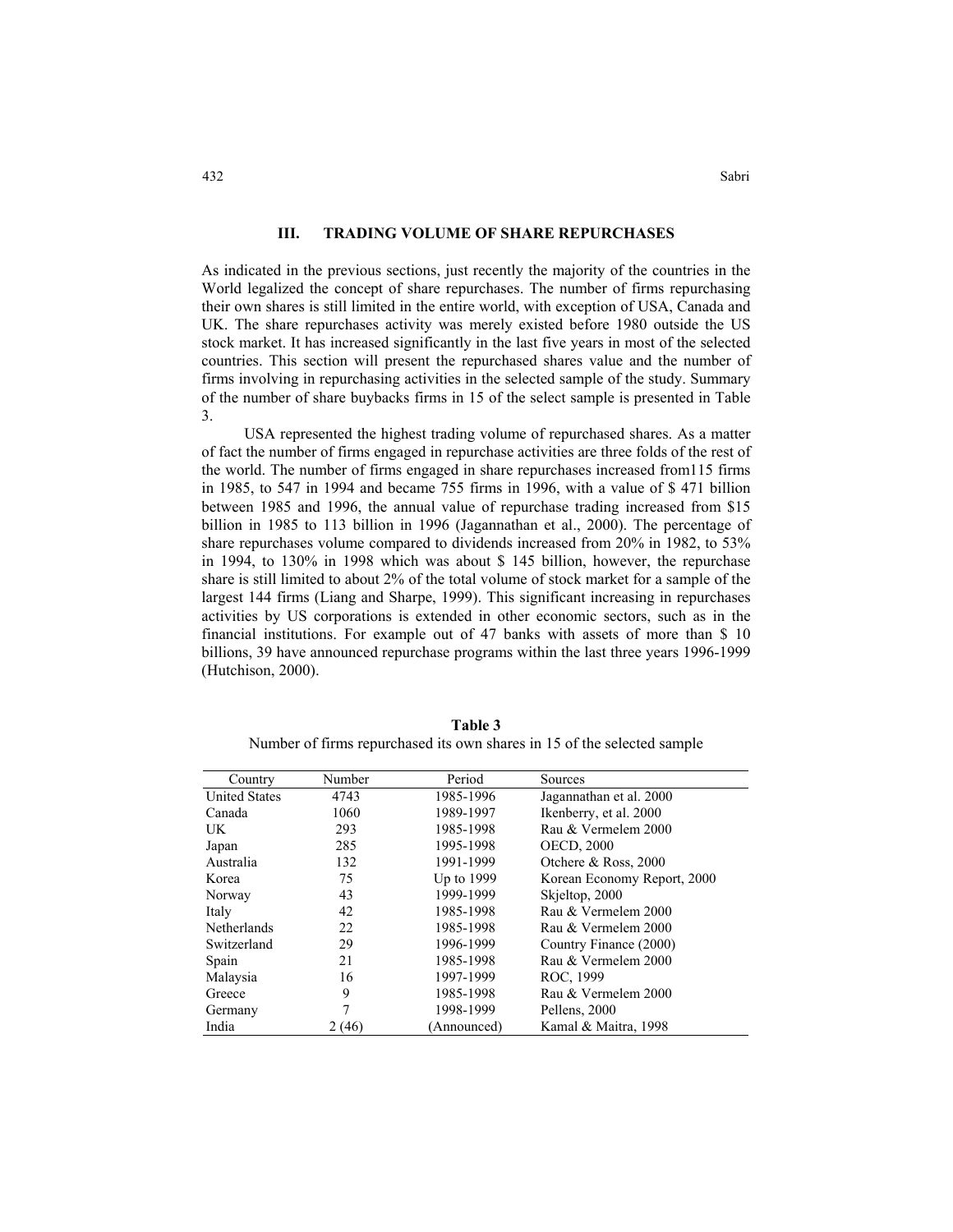## III. TRADING VOLUME OF SHARE REPURCHASES

As indicated in the previous sections, just recently the majority of the countries in the World legalized the concept of share repurchases. The number of firms repurchasing their own shares is still limited in the entire world, with exception of USA, Canada and UK. The share repurchases activity was merely existed before 1980 outside the US stock market. It has increased significantly in the last five years in most of the selected countries. This section will present the repurchased shares value and the number of firms involving in repurchasing activities in the selected sample of the study. Summary of the number of share buybacks firms in 15 of the select sample is presented in Table 3.

USA represented the highest trading volume of repurchased shares. As a matter of fact the number of firms engaged in repurchase activities are three folds of the rest of the world. The number of firms engaged in share repurchases increased from115 firms in 1985, to 547 in 1994 and became 755 firms in 1996, with a value of $ 471 billion between 1985 and 1996, the annual value of repurchase trading increased from $15 billion in 1985 to 113 billion in 1996 (Jagannathan et al., 2000). The percentage of share repurchases volume compared to dividends increased from 20% in 1982, to 53% in 1994, to 130% in 1998 which was about $ 145 billion, however, the repurchase share is still limited to about 2% of the total volume of stock market for a sample of the largest 144 firms (Liang and Sharpe, 1999). This significant increasing in repurchases activities by US corporations is extended in other economic sectors, such as in the financial institutions. For example out of 47 banks with assets of more than $ 10 billions, 39 have announced repurchase programs within the last three years 1996-1999 (Hutchison, 2000).

**Table 3**
Number of firms repurchased its own shares in 15 of the selected sample

| Country | Number | Period | Sources |
|---|---|---|---|
| United States | 4743 | 1985-1996 | Jagannathan et al. 2000 |
| Canada | 1060 | 1989-1997 | Ikenberry, et al. 2000 |
| UK | 293 | 1985-1998 | Rau & Vermelem 2000 |
| Japan | 285 | 1995-1998 | OECD, 2000 |
| Australia | 132 | 1991-1999 | Otchere & Ross, 2000 |
| Korea | 75 | Up to 1999 | Korean Economy Report, 2000 |
| Norway | 43 | 1999-1999 | Skjeltop, 2000 |
| Italy | 42 | 1985-1998 | Rau & Vermelem 2000 |
| Netherlands | 22 | 1985-1998 | Rau & Vermelem 2000 |
| Switzerland | 29 | 1996-1999 | Country Finance (2000) |
| Spain | 21 | 1985-1998 | Rau & Vermelem 2000 |
| Malaysia | 16 | 1997-1999 | ROC, 1999 |
| Greece | 9 | 1985-1998 | Rau & Vermelem 2000 |
| Germany | 7 | 1998-1999 | Pellens, 2000 |
| India | 2 (46) | (Announced) | Kamal & Maitra, 1998 |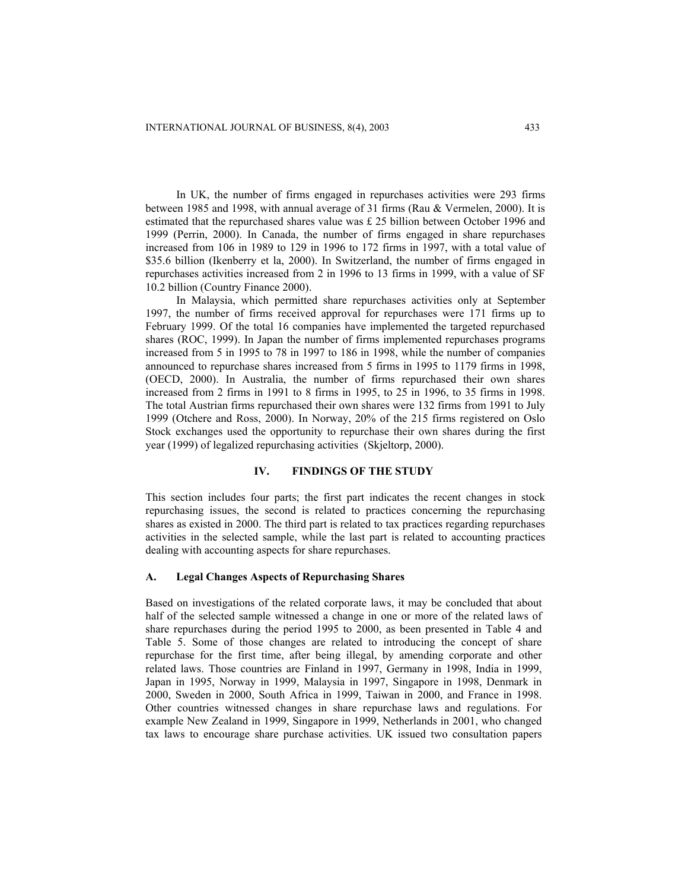In UK, the number of firms engaged in repurchases activities were 293 firms between 1985 and 1998, with annual average of 31 firms (Rau & Vermelen, 2000). It is estimated that the repurchased shares value was £ 25 billion between October 1996 and 1999 (Perrin, 2000). In Canada, the number of firms engaged in share repurchases increased from 106 in 1989 to 129 in 1996 to 172 firms in 1997, with a total value of $35.6 billion (Ikenberry et la, 2000). In Switzerland, the number of firms engaged in repurchases activities increased from 2 in 1996 to 13 firms in 1999, with a value of SF 10.2 billion (Country Finance 2000).

In Malaysia, which permitted share repurchases activities only at September 1997, the number of firms received approval for repurchases were 171 firms up to February 1999. Of the total 16 companies have implemented the targeted repurchased shares (ROC, 1999). In Japan the number of firms implemented repurchases programs increased from 5 in 1995 to 78 in 1997 to 186 in 1998, while the number of companies announced to repurchase shares increased from 5 firms in 1995 to 1179 firms in 1998, (OECD, 2000). In Australia, the number of firms repurchased their own shares increased from 2 firms in 1991 to 8 firms in 1995, to 25 in 1996, to 35 firms in 1998. The total Austrian firms repurchased their own shares were 132 firms from 1991 to July 1999 (Otchere and Ross, 2000). In Norway, 20% of the 215 firms registered on Oslo Stock exchanges used the opportunity to repurchase their own shares during the first year (1999) of legalized repurchasing activities (Skjeltorp, 2000).

## IV. FINDINGS OF THE STUDY

This section includes four parts; the first part indicates the recent changes in stock repurchasing issues, the second is related to practices concerning the repurchasing shares as existed in 2000. The third part is related to tax practices regarding repurchases activities in the selected sample, while the last part is related to accounting practices dealing with accounting aspects for share repurchases.

### A. Legal Changes Aspects of Repurchasing Shares

Based on investigations of the related corporate laws, it may be concluded that about half of the selected sample witnessed a change in one or more of the related laws of share repurchases during the period 1995 to 2000, as been presented in Table 4 and Table 5. Some of those changes are related to introducing the concept of share repurchase for the first time, after being illegal, by amending corporate and other related laws. Those countries are Finland in 1997, Germany in 1998, India in 1999, Japan in 1995, Norway in 1999, Malaysia in 1997, Singapore in 1998, Denmark in 2000, Sweden in 2000, South Africa in 1999, Taiwan in 2000, and France in 1998. Other countries witnessed changes in share repurchase laws and regulations. For example New Zealand in 1999, Singapore in 1999, Netherlands in 2001, who changed tax laws to encourage share purchase activities. UK issued two consultation papers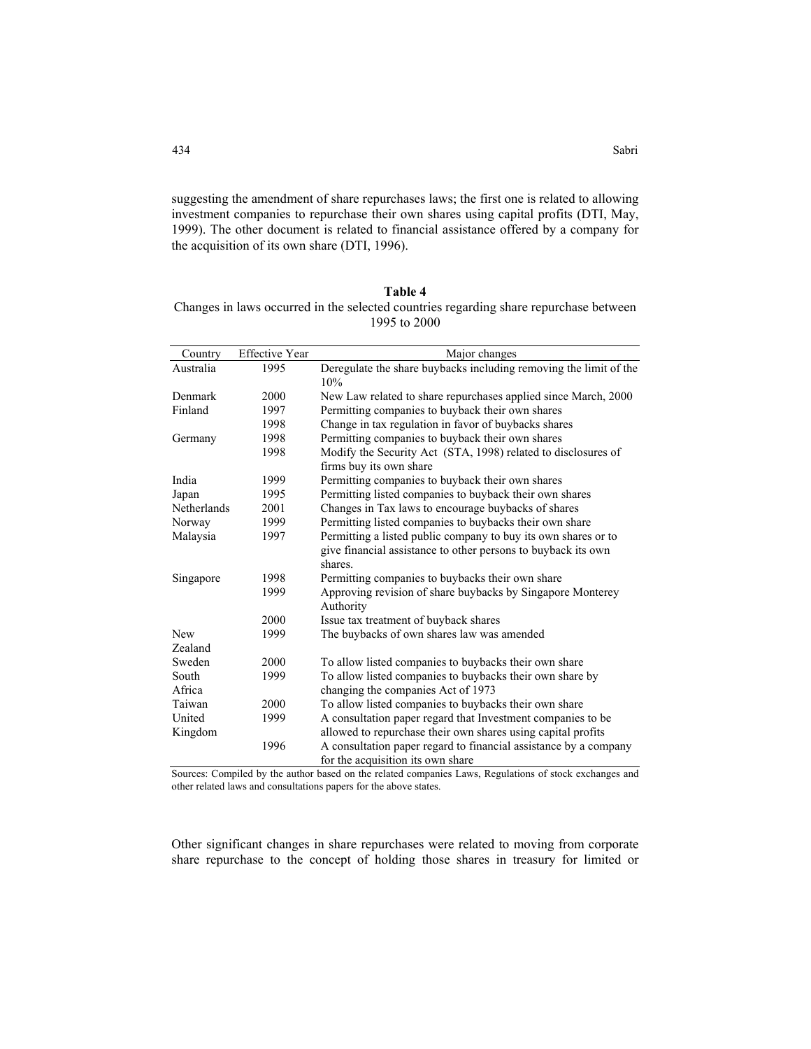suggesting the amendment of share repurchases laws; the first one is related to allowing investment companies to repurchase their own shares using capital profits (DTI, May, 1999). The other document is related to financial assistance offered by a company for the acquisition of its own share (DTI, 1996).

**Table 4**

Changes in laws occurred in the selected countries regarding share repurchase between 1995 to 2000

| Country | Effective Year | Major changes |
|---|---|---|
| Australia | 1995 | Deregulate the share buybacks including removing the limit of the 10% |
| Denmark | 2000 | New Law related to share repurchases applied since March, 2000 |
| Finland | 1997 | Permitting companies to buyback their own shares |
| | 1998 | Change in tax regulation in favor of buybacks shares |
| Germany | 1998 | Permitting companies to buyback their own shares |
| | 1998 | Modify the Security Act (STA, 1998) related to disclosures of firms buy its own share |
| India | 1999 | Permitting companies to buyback their own shares |
| Japan | 1995 | Permitting listed companies to buyback their own shares |
| Netherlands | 2001 | Changes in Tax laws to encourage buybacks of shares |
| Norway | 1999 | Permitting listed companies to buybacks their own share |
| Malaysia | 1997 | Permitting a listed public company to buy its own shares or to give financial assistance to other persons to buyback its own shares. |
| Singapore | 1998 | Permitting companies to buybacks their own share |
| | 1999 | Approving revision of share buybacks by Singapore Monterey Authority |
| | 2000 | Issue tax treatment of buyback shares |
| New Zealand | 1999 | The buybacks of own shares law was amended |
| Sweden | 2000 | To allow listed companies to buybacks their own share |
| South Africa | 1999 | To allow listed companies to buybacks their own share by changing the companies Act of 1973 |
| Taiwan | 2000 | To allow listed companies to buybacks their own share |
| United Kingdom | 1999 | A consultation paper regard that Investment companies to be allowed to repurchase their own shares using capital profits |
| | 1996 | A consultation paper regard to financial assistance by a company for the acquisition its own share |

Sources: Compiled by the author based on the related companies Laws, Regulations of stock exchanges and other related laws and consultations papers for the above states.

Other significant changes in share repurchases were related to moving from corporate share repurchase to the concept of holding those shares in treasury for limited or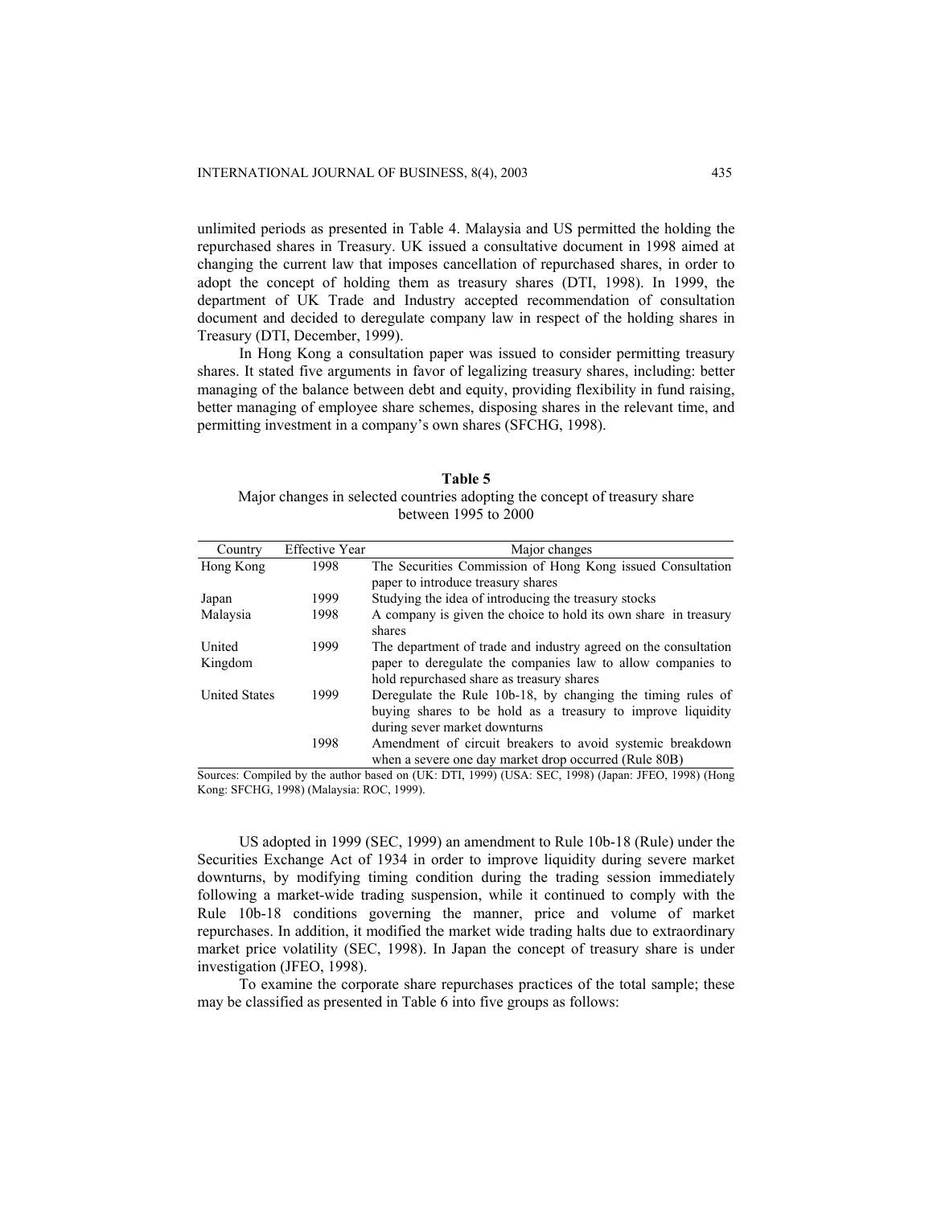unlimited periods as presented in Table 4. Malaysia and US permitted the holding the repurchased shares in Treasury. UK issued a consultative document in 1998 aimed at changing the current law that imposes cancellation of repurchased shares, in order to adopt the concept of holding them as treasury shares (DTI, 1998). In 1999, the department of UK Trade and Industry accepted recommendation of consultation document and decided to deregulate company law in respect of the holding shares in Treasury (DTI, December, 1999).

In Hong Kong a consultation paper was issued to consider permitting treasury shares. It stated five arguments in favor of legalizing treasury shares, including: better managing of the balance between debt and equity, providing flexibility in fund raising, better managing of employee share schemes, disposing shares in the relevant time, and permitting investment in a company's own shares (SFCHG, 1998).

**Table 5**
Major changes in selected countries adopting the concept of treasury share between 1995 to 2000

| Country | Effective Year | Major changes |
|---|---|---|
| Hong Kong | 1998 | The Securities Commission of Hong Kong issued Consultation paper to introduce treasury shares |
| Japan | 1999 | Studying the idea of introducing the treasury stocks |
| Malaysia | 1998 | A company is given the choice to hold its own share in treasury shares |
| United Kingdom | 1999 | The department of trade and industry agreed on the consultation paper to deregulate the companies law to allow companies to hold repurchased share as treasury shares |
| United States | 1999 | Deregulate the Rule 10b-18, by changing the timing rules of buying shares to be hold as a treasury to improve liquidity during sever market downturns |
| | 1998 | Amendment of circuit breakers to avoid systemic breakdown when a severe one day market drop occurred (Rule 80B) |

Sources: Compiled by the author based on (UK: DTI, 1999) (USA: SEC, 1998) (Japan: JFEO, 1998) (Hong Kong: SFCHG, 1998) (Malaysia: ROC, 1999).

US adopted in 1999 (SEC, 1999) an amendment to Rule 10b-18 (Rule) under the Securities Exchange Act of 1934 in order to improve liquidity during severe market downturns, by modifying timing condition during the trading session immediately following a market-wide trading suspension, while it continued to comply with the Rule 10b-18 conditions governing the manner, price and volume of market repurchases. In addition, it modified the market wide trading halts due to extraordinary market price volatility (SEC, 1998). In Japan the concept of treasury share is under investigation (JFEO, 1998).

To examine the corporate share repurchases practices of the total sample; these may be classified as presented in Table 6 into five groups as follows: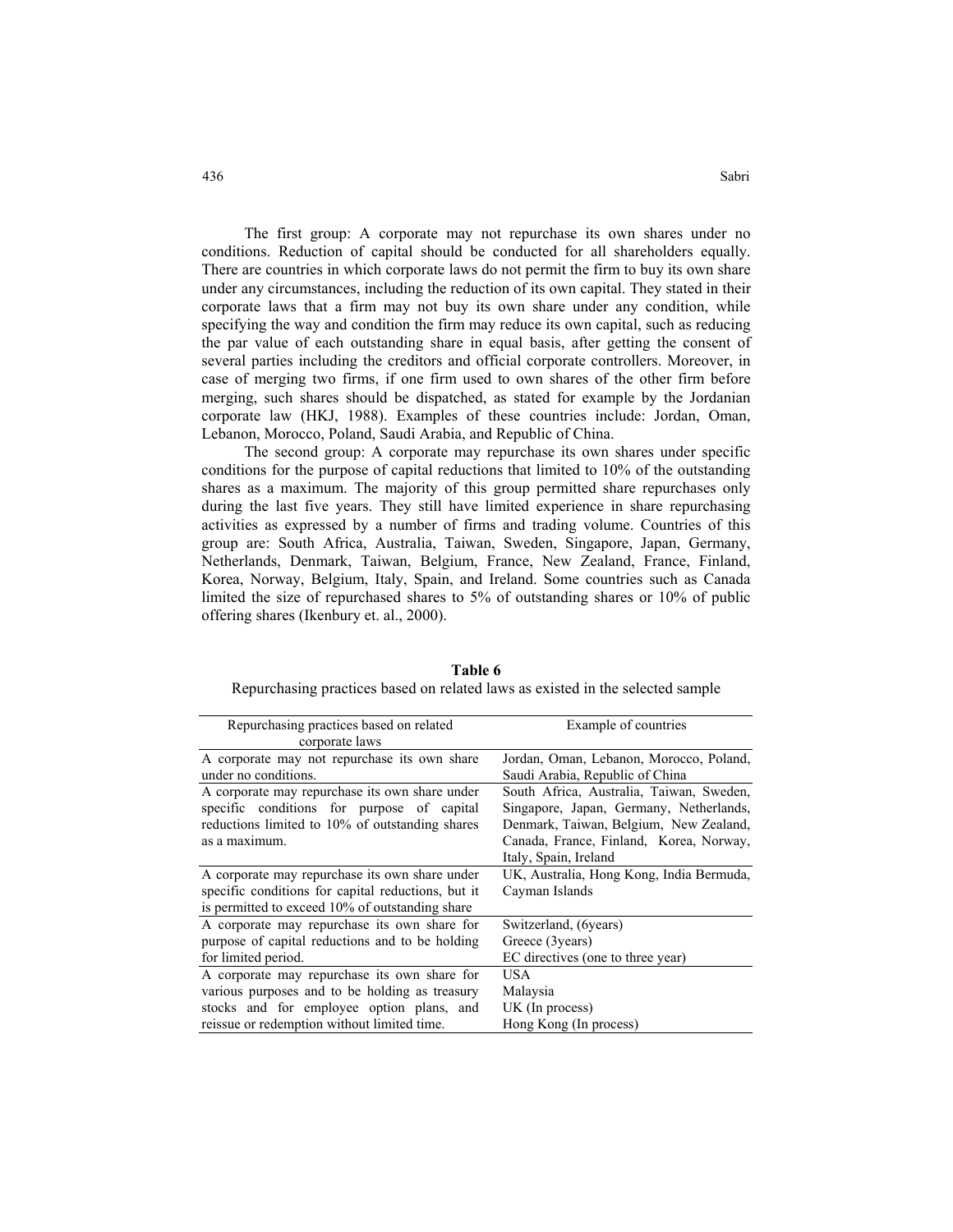The first group: A corporate may not repurchase its own shares under no conditions. Reduction of capital should be conducted for all shareholders equally. There are countries in which corporate laws do not permit the firm to buy its own share under any circumstances, including the reduction of its own capital. They stated in their corporate laws that a firm may not buy its own share under any condition, while specifying the way and condition the firm may reduce its own capital, such as reducing the par value of each outstanding share in equal basis, after getting the consent of several parties including the creditors and official corporate controllers. Moreover, in case of merging two firms, if one firm used to own shares of the other firm before merging, such shares should be dispatched, as stated for example by the Jordanian corporate law (HKJ, 1988). Examples of these countries include: Jordan, Oman, Lebanon, Morocco, Poland, Saudi Arabia, and Republic of China.

The second group: A corporate may repurchase its own shares under specific conditions for the purpose of capital reductions that limited to 10% of the outstanding shares as a maximum. The majority of this group permitted share repurchases only during the last five years. They still have limited experience in share repurchasing activities as expressed by a number of firms and trading volume. Countries of this group are: South Africa, Australia, Taiwan, Sweden, Singapore, Japan, Germany, Netherlands, Denmark, Taiwan, Belgium, France, New Zealand, France, Finland, Korea, Norway, Belgium, Italy, Spain, and Ireland. Some countries such as Canada limited the size of repurchased shares to 5% of outstanding shares or 10% of public offering shares (Ikenbury et. al., 2000).

**Table 6**

Repurchasing practices based on related laws as existed in the selected sample

| Repurchasing practices based on related corporate laws | Example of countries |
|---|---|
| A corporate may not repurchase its own share under no conditions. | Jordan, Oman, Lebanon, Morocco, Poland, Saudi Arabia, Republic of China |
| A corporate may repurchase its own share under specific conditions for purpose of capital reductions limited to 10% of outstanding shares as a maximum. | South Africa, Australia, Taiwan, Sweden, Singapore, Japan, Germany, Netherlands, Denmark, Taiwan, Belgium, New Zealand, Canada, France, Finland, Korea, Norway, Italy, Spain, Ireland |
| A corporate may repurchase its own share under specific conditions for capital reductions, but it is permitted to exceed 10% of outstanding share | UK, Australia, Hong Kong, India Bermuda, Cayman Islands |
| A corporate may repurchase its own share for purpose of capital reductions and to be holding for limited period. | Switzerland, (6years)<br>Greece (3years)<br>EC directives (one to three year) |
| A corporate may repurchase its own share for various purposes and to be holding as treasury stocks and for employee option plans, and reissue or redemption without limited time. | USA<br>Malaysia<br>UK (In process)<br>Hong Kong (In process) |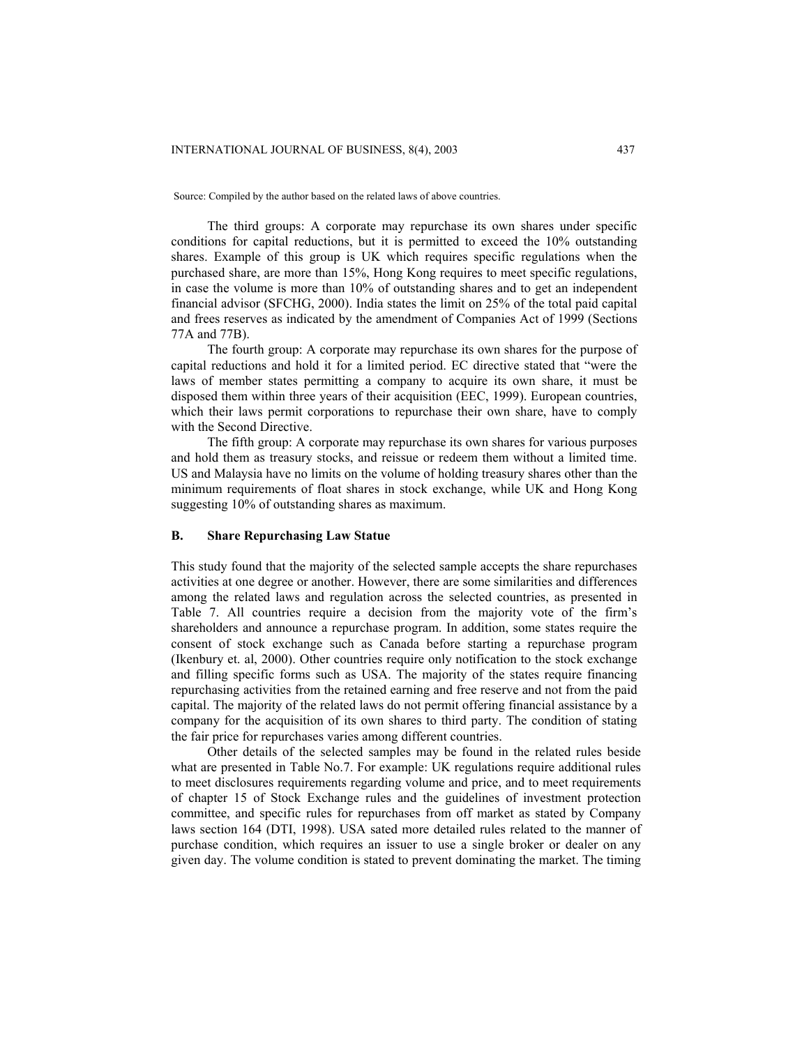Source: Compiled by the author based on the related laws of above countries.

The third groups: A corporate may repurchase its own shares under specific conditions for capital reductions, but it is permitted to exceed the 10% outstanding shares. Example of this group is UK which requires specific regulations when the purchased share, are more than 15%, Hong Kong requires to meet specific regulations, in case the volume is more than 10% of outstanding shares and to get an independent financial advisor (SFCHG, 2000). India states the limit on 25% of the total paid capital and frees reserves as indicated by the amendment of Companies Act of 1999 (Sections 77A and 77B).

The fourth group: A corporate may repurchase its own shares for the purpose of capital reductions and hold it for a limited period. EC directive stated that "were the laws of member states permitting a company to acquire its own share, it must be disposed them within three years of their acquisition (EEC, 1999). European countries, which their laws permit corporations to repurchase their own share, have to comply with the Second Directive.

The fifth group: A corporate may repurchase its own shares for various purposes and hold them as treasury stocks, and reissue or redeem them without a limited time. US and Malaysia have no limits on the volume of holding treasury shares other than the minimum requirements of float shares in stock exchange, while UK and Hong Kong suggesting 10% of outstanding shares as maximum.

### B. Share Repurchasing Law Statue

This study found that the majority of the selected sample accepts the share repurchases activities at one degree or another. However, there are some similarities and differences among the related laws and regulation across the selected countries, as presented in Table 7. All countries require a decision from the majority vote of the firm's shareholders and announce a repurchase program. In addition, some states require the consent of stock exchange such as Canada before starting a repurchase program (Ikenbury et. al, 2000). Other countries require only notification to the stock exchange and filling specific forms such as USA. The majority of the states require financing repurchasing activities from the retained earning and free reserve and not from the paid capital. The majority of the related laws do not permit offering financial assistance by a company for the acquisition of its own shares to third party. The condition of stating the fair price for repurchases varies among different countries.

Other details of the selected samples may be found in the related rules beside what are presented in Table No.7. For example: UK regulations require additional rules to meet disclosures requirements regarding volume and price, and to meet requirements of chapter 15 of Stock Exchange rules and the guidelines of investment protection committee, and specific rules for repurchases from off market as stated by Company laws section 164 (DTI, 1998). USA sated more detailed rules related to the manner of purchase condition, which requires an issuer to use a single broker or dealer on any given day. The volume condition is stated to prevent dominating the market. The timing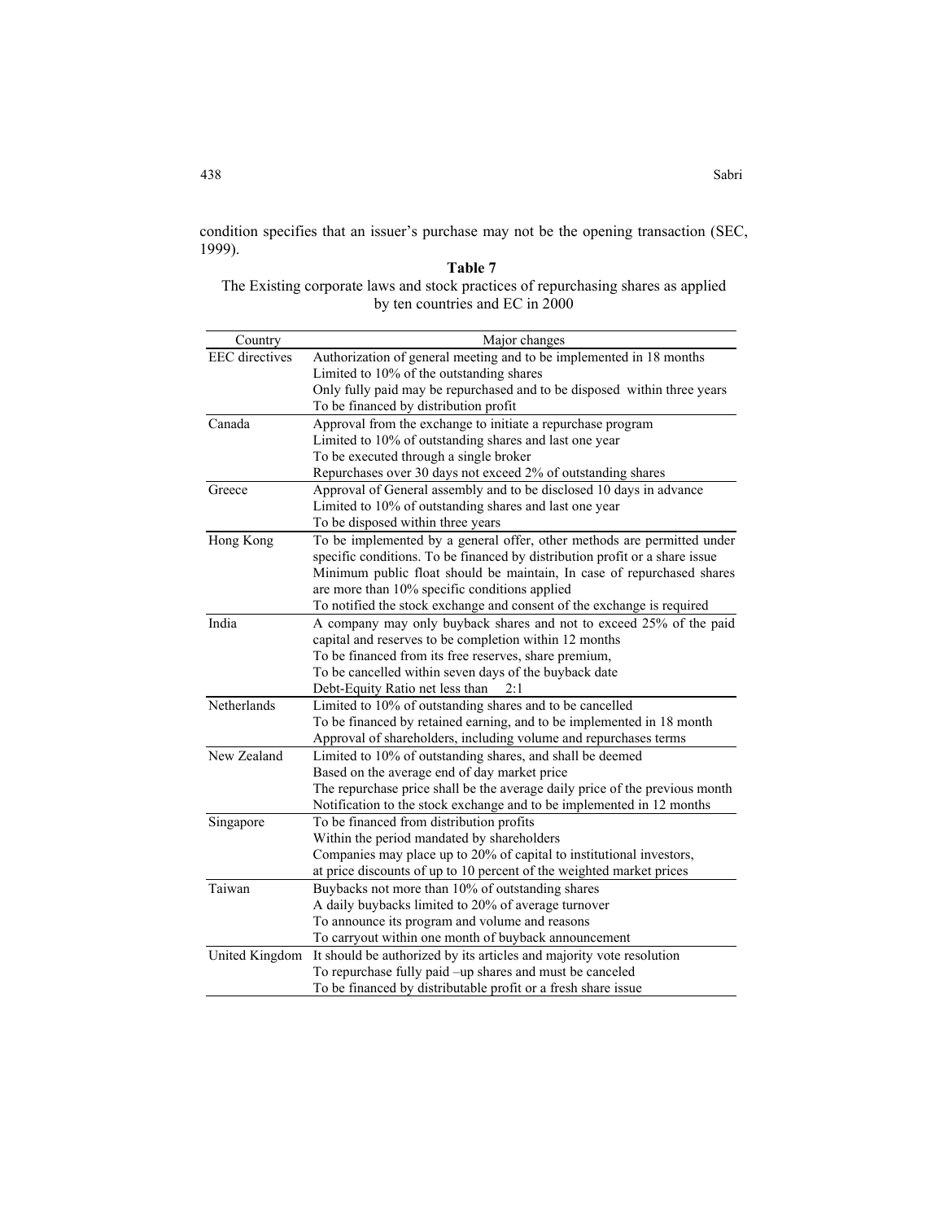condition specifies that an issuer's purchase may not be the opening transaction (SEC, 1999).

**Table 7**

The Existing corporate laws and stock practices of repurchasing shares as applied by ten countries and EC in 2000

| Country | Major changes |
|---|---|
| EEC directives | Authorization of general meeting and to be implemented in 18 months<br>Limited to 10% of the outstanding shares<br>Only fully paid may be repurchased and to be disposed within three years<br>To be financed by distribution profit |
| Canada | Approval from the exchange to initiate a repurchase program<br>Limited to 10% of outstanding shares and last one year<br>To be executed through a single broker<br>Repurchases over 30 days not exceed 2% of outstanding shares |
| Greece | Approval of General assembly and to be disclosed 10 days in advance<br>Limited to 10% of outstanding shares and last one year<br>To be disposed within three years |
| Hong Kong | To be implemented by a general offer, other methods are permitted under specific conditions. To be financed by distribution profit or a share issue<br>Minimum public float should be maintain, In case of repurchased shares are more than 10% specific conditions applied<br>To notified the stock exchange and consent of the exchange is required |
| India | A company may only buyback shares and not to exceed 25% of the paid capital and reserves to be completion within 12 months<br>To be financed from its free reserves, share premium,<br>To be cancelled within seven days of the buyback date<br>Debt-Equity Ratio net less than 2:1 |
| Netherlands | Limited to 10% of outstanding shares and to be cancelled<br>To be financed by retained earning, and to be implemented in 18 month<br>Approval of shareholders, including volume and repurchases terms |
| New Zealand | Limited to 10% of outstanding shares, and shall be deemed<br>Based on the average end of day market price<br>The repurchase price shall be the average daily price of the previous month<br>Notification to the stock exchange and to be implemented in 12 months |
| Singapore | To be financed from distribution profits<br>Within the period mandated by shareholders<br>Companies may place up to 20% of capital to institutional investors,<br>at price discounts of up to 10 percent of the weighted market prices |
| Taiwan | Buybacks not more than 10% of outstanding shares<br>A daily buybacks limited to 20% of average turnover<br>To announce its program and volume and reasons<br>To carryout within one month of buyback announcement |
| United Kingdom | It should be authorized by its articles and majority vote resolution<br>To repurchase fully paid –up shares and must be canceled<br>To be financed by distributable profit or a fresh share issue |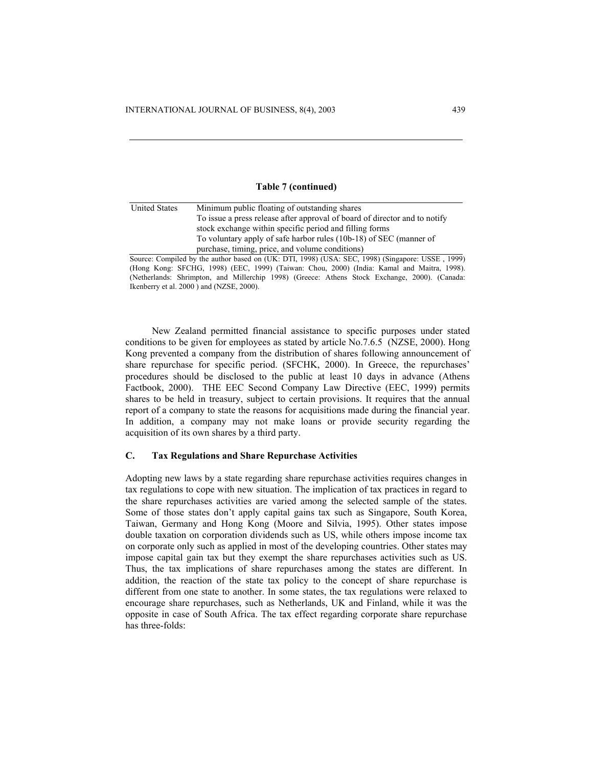**Table 7 (continued)**

| | |
|---|---|
| United States | Minimum public floating of outstanding shares<br>To issue a press release after approval of board of director and to notify stock exchange within specific period and filling forms<br>To voluntary apply of safe harbor rules (10b-18) of SEC (manner of purchase, timing, price, and volume conditions) |

Source: Compiled by the author based on (UK: DTI, 1998) (USA: SEC, 1998) (Singapore: USSE , 1999) (Hong Kong: SFCHG, 1998) (EEC, 1999) (Taiwan: Chou, 2000) (India: Kamal and Maitra, 1998). (Netherlands: Shrimpton, and Millerchip 1998) (Greece: Athens Stock Exchange, 2000). (Canada: Ikenberry et al. 2000 ) and (NZSE, 2000).

New Zealand permitted financial assistance to specific purposes under stated conditions to be given for employees as stated by article No.7.6.5 (NZSE, 2000). Hong Kong prevented a company from the distribution of shares following announcement of share repurchase for specific period. (SFCHK, 2000). In Greece, the repurchases' procedures should be disclosed to the public at least 10 days in advance (Athens Factbook, 2000). THE EEC Second Company Law Directive (EEC, 1999) permits shares to be held in treasury, subject to certain provisions. It requires that the annual report of a company to state the reasons for acquisitions made during the financial year. In addition, a company may not make loans or provide security regarding the acquisition of its own shares by a third party.

### C. Tax Regulations and Share Repurchase Activities

Adopting new laws by a state regarding share repurchase activities requires changes in tax regulations to cope with new situation. The implication of tax practices in regard to the share repurchases activities are varied among the selected sample of the states. Some of those states don't apply capital gains tax such as Singapore, South Korea, Taiwan, Germany and Hong Kong (Moore and Silvia, 1995). Other states impose double taxation on corporation dividends such as US, while others impose income tax on corporate only such as applied in most of the developing countries. Other states may impose capital gain tax but they exempt the share repurchases activities such as US. Thus, the tax implications of share repurchases among the states are different. In addition, the reaction of the state tax policy to the concept of share repurchase is different from one state to another. In some states, the tax regulations were relaxed to encourage share repurchases, such as Netherlands, UK and Finland, while it was the opposite in case of South Africa. The tax effect regarding corporate share repurchase has three-folds: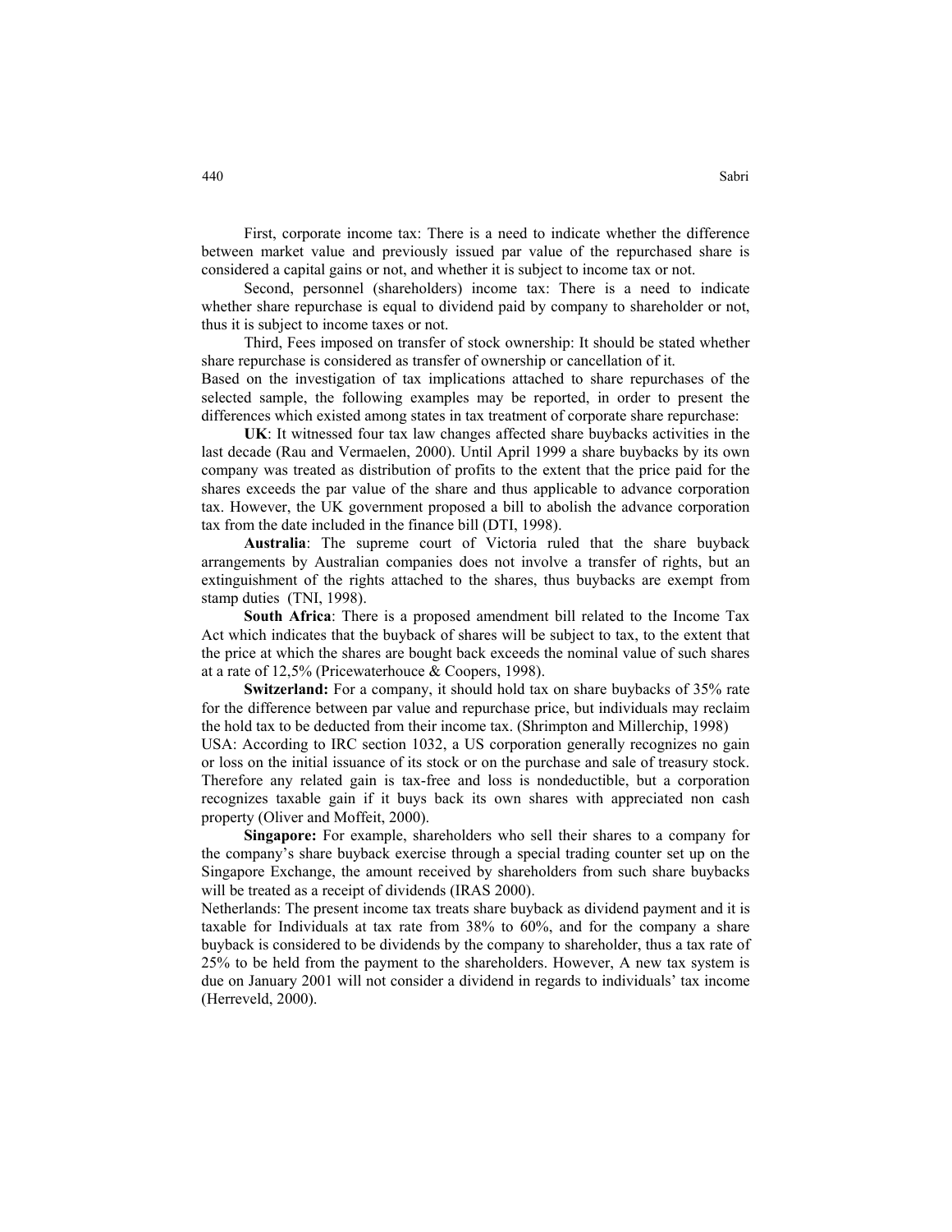First, corporate income tax: There is a need to indicate whether the difference between market value and previously issued par value of the repurchased share is considered a capital gains or not, and whether it is subject to income tax or not.

Second, personnel (shareholders) income tax: There is a need to indicate whether share repurchase is equal to dividend paid by company to shareholder or not, thus it is subject to income taxes or not.

Third, Fees imposed on transfer of stock ownership: It should be stated whether share repurchase is considered as transfer of ownership or cancellation of it.

Based on the investigation of tax implications attached to share repurchases of the selected sample, the following examples may be reported, in order to present the differences which existed among states in tax treatment of corporate share repurchase:

**UK**: It witnessed four tax law changes affected share buybacks activities in the last decade (Rau and Vermaelen, 2000). Until April 1999 a share buybacks by its own company was treated as distribution of profits to the extent that the price paid for the shares exceeds the par value of the share and thus applicable to advance corporation tax. However, the UK government proposed a bill to abolish the advance corporation tax from the date included in the finance bill (DTI, 1998).

**Australia**: The supreme court of Victoria ruled that the share buyback arrangements by Australian companies does not involve a transfer of rights, but an extinguishment of the rights attached to the shares, thus buybacks are exempt from stamp duties (TNI, 1998).

**South Africa**: There is a proposed amendment bill related to the Income Tax Act which indicates that the buyback of shares will be subject to tax, to the extent that the price at which the shares are bought back exceeds the nominal value of such shares at a rate of 12,5% (Pricewaterhouce & Coopers, 1998).

**Switzerland:** For a company, it should hold tax on share buybacks of 35% rate for the difference between par value and repurchase price, but individuals may reclaim the hold tax to be deducted from their income tax. (Shrimpton and Millerchip, 1998)

USA: According to IRC section 1032, a US corporation generally recognizes no gain or loss on the initial issuance of its stock or on the purchase and sale of treasury stock. Therefore any related gain is tax-free and loss is nondeductible, but a corporation recognizes taxable gain if it buys back its own shares with appreciated non cash property (Oliver and Moffeit, 2000).

**Singapore:** For example, shareholders who sell their shares to a company for the company's share buyback exercise through a special trading counter set up on the Singapore Exchange, the amount received by shareholders from such share buybacks will be treated as a receipt of dividends (IRAS 2000).

Netherlands: The present income tax treats share buyback as dividend payment and it is taxable for Individuals at tax rate from 38% to 60%, and for the company a share buyback is considered to be dividends by the company to shareholder, thus a tax rate of 25% to be held from the payment to the shareholders. However, A new tax system is due on January 2001 will not consider a dividend in regards to individuals' tax income (Herreveld, 2000).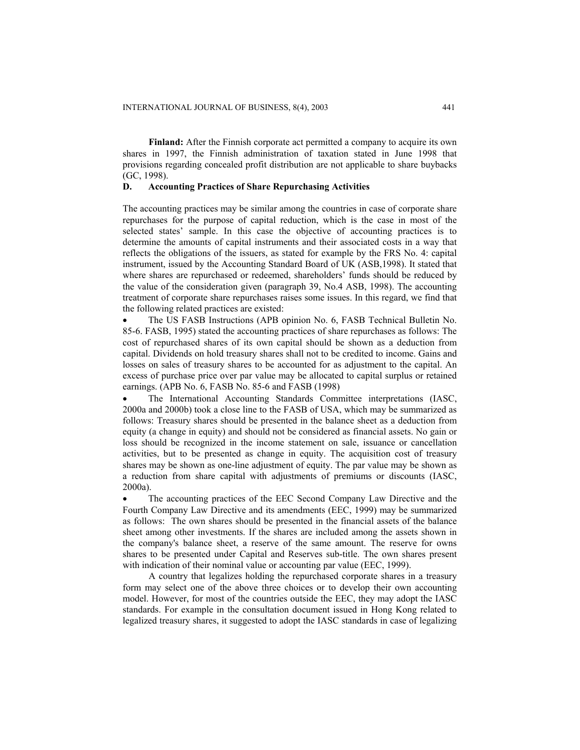**Finland:** After the Finnish corporate act permitted a company to acquire its own shares in 1997, the Finnish administration of taxation stated in June 1998 that provisions regarding concealed profit distribution are not applicable to share buybacks (GC, 1998).

### D. Accounting Practices of Share Repurchasing Activities

The accounting practices may be similar among the countries in case of corporate share repurchases for the purpose of capital reduction, which is the case in most of the selected states' sample. In this case the objective of accounting practices is to determine the amounts of capital instruments and their associated costs in a way that reflects the obligations of the issuers, as stated for example by the FRS No. 4: capital instrument, issued by the Accounting Standard Board of UK (ASB,1998). It stated that where shares are repurchased or redeemed, shareholders' funds should be reduced by the value of the consideration given (paragraph 39, No.4 ASB, 1998). The accounting treatment of corporate share repurchases raises some issues. In this regard, we find that the following related practices are existed:

- The US FASB Instructions (APB opinion No. 6, FASB Technical Bulletin No. 85-6. FASB, 1995) stated the accounting practices of share repurchases as follows: The cost of repurchased shares of its own capital should be shown as a deduction from capital. Dividends on hold treasury shares shall not to be credited to income. Gains and losses on sales of treasury shares to be accounted for as adjustment to the capital. An excess of purchase price over par value may be allocated to capital surplus or retained earnings. (APB No. 6, FASB No. 85-6 and FASB (1998)
- The International Accounting Standards Committee interpretations (IASC, 2000a and 2000b) took a close line to the FASB of USA, which may be summarized as follows: Treasury shares should be presented in the balance sheet as a deduction from equity (a change in equity) and should not be considered as financial assets. No gain or loss should be recognized in the income statement on sale, issuance or cancellation activities, but to be presented as change in equity. The acquisition cost of treasury shares may be shown as one-line adjustment of equity. The par value may be shown as a reduction from share capital with adjustments of premiums or discounts (IASC, 2000a).
- The accounting practices of the EEC Second Company Law Directive and the Fourth Company Law Directive and its amendments (EEC, 1999) may be summarized as follows: The own shares should be presented in the financial assets of the balance sheet among other investments. If the shares are included among the assets shown in the company's balance sheet, a reserve of the same amount. The reserve for owns shares to be presented under Capital and Reserves sub-title. The own shares present with indication of their nominal value or accounting par value (EEC, 1999).

A country that legalizes holding the repurchased corporate shares in a treasury form may select one of the above three choices or to develop their own accounting model. However, for most of the countries outside the EEC, they may adopt the IASC standards. For example in the consultation document issued in Hong Kong related to legalized treasury shares, it suggested to adopt the IASC standards in case of legalizing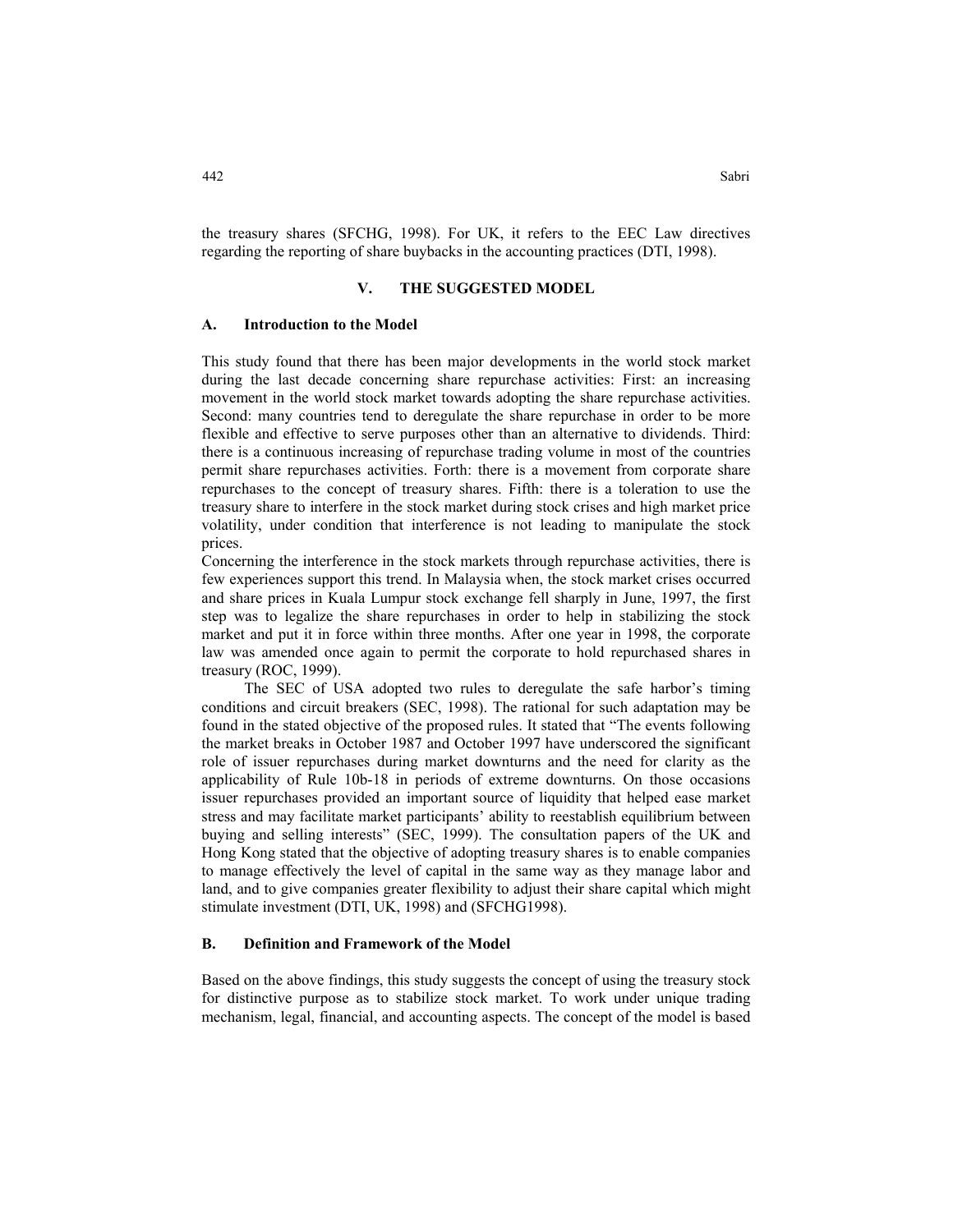the treasury shares (SFCHG, 1998). For UK, it refers to the EEC Law directives regarding the reporting of share buybacks in the accounting practices (DTI, 1998).

## V. THE SUGGESTED MODEL

### A. Introduction to the Model

This study found that there has been major developments in the world stock market during the last decade concerning share repurchase activities: First: an increasing movement in the world stock market towards adopting the share repurchase activities. Second: many countries tend to deregulate the share repurchase in order to be more flexible and effective to serve purposes other than an alternative to dividends. Third: there is a continuous increasing of repurchase trading volume in most of the countries permit share repurchases activities. Forth: there is a movement from corporate share repurchases to the concept of treasury shares. Fifth: there is a toleration to use the treasury share to interfere in the stock market during stock crises and high market price volatility, under condition that interference is not leading to manipulate the stock prices.

Concerning the interference in the stock markets through repurchase activities, there is few experiences support this trend. In Malaysia when, the stock market crises occurred and share prices in Kuala Lumpur stock exchange fell sharply in June, 1997, the first step was to legalize the share repurchases in order to help in stabilizing the stock market and put it in force within three months. After one year in 1998, the corporate law was amended once again to permit the corporate to hold repurchased shares in treasury (ROC, 1999).

The SEC of USA adopted two rules to deregulate the safe harbor's timing conditions and circuit breakers (SEC, 1998). The rational for such adaptation may be found in the stated objective of the proposed rules. It stated that "The events following the market breaks in October 1987 and October 1997 have underscored the significant role of issuer repurchases during market downturns and the need for clarity as the applicability of Rule 10b-18 in periods of extreme downturns. On those occasions issuer repurchases provided an important source of liquidity that helped ease market stress and may facilitate market participants' ability to reestablish equilibrium between buying and selling interests" (SEC, 1999). The consultation papers of the UK and Hong Kong stated that the objective of adopting treasury shares is to enable companies to manage effectively the level of capital in the same way as they manage labor and land, and to give companies greater flexibility to adjust their share capital which might stimulate investment (DTI, UK, 1998) and (SFCHG1998).

### B. Definition and Framework of the Model

Based on the above findings, this study suggests the concept of using the treasury stock for distinctive purpose as to stabilize stock market. To work under unique trading mechanism, legal, financial, and accounting aspects. The concept of the model is based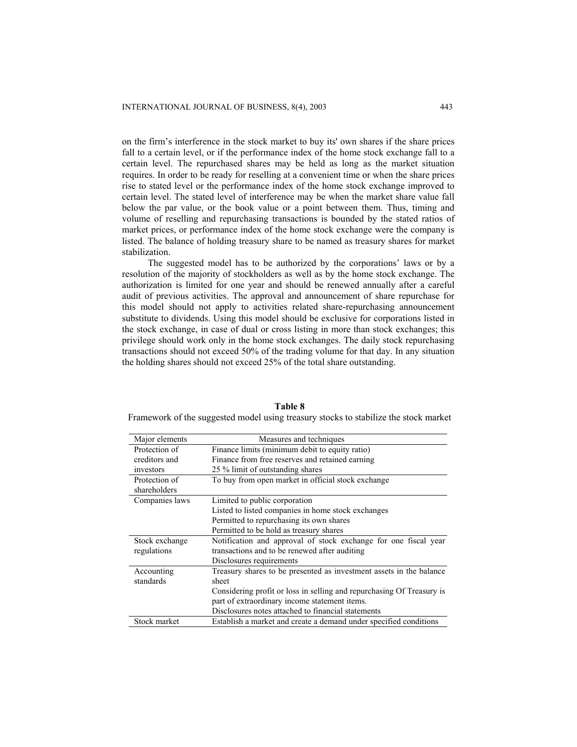on the firm's interference in the stock market to buy its' own shares if the share prices fall to a certain level, or if the performance index of the home stock exchange fall to a certain level. The repurchased shares may be held as long as the market situation requires. In order to be ready for reselling at a convenient time or when the share prices rise to stated level or the performance index of the home stock exchange improved to certain level. The stated level of interference may be when the market share value fall below the par value, or the book value or a point between them. Thus, timing and volume of reselling and repurchasing transactions is bounded by the stated ratios of market prices, or performance index of the home stock exchange were the company is listed. The balance of holding treasury share to be named as treasury shares for market stabilization.

The suggested model has to be authorized by the corporations' laws or by a resolution of the majority of stockholders as well as by the home stock exchange. The authorization is limited for one year and should be renewed annually after a careful audit of previous activities. The approval and announcement of share repurchase for this model should not apply to activities related share-repurchasing announcement substitute to dividends. Using this model should be exclusive for corporations listed in the stock exchange, in case of dual or cross listing in more than stock exchanges; this privilege should work only in the home stock exchanges. The daily stock repurchasing transactions should not exceed 50% of the trading volume for that day. In any situation the holding shares should not exceed 25% of the total share outstanding.

**Table 8**

Framework of the suggested model using treasury stocks to stabilize the stock market

| Major elements | Measures and techniques |
|---|---|
| Protection of creditors and investors | Finance limits (minimum debit to equity ratio)<br>Finance from free reserves and retained earning<br>25 % limit of outstanding shares |
| Protection of shareholders | To buy from open market in official stock exchange |
| Companies laws | Limited to public corporation<br>Listed to listed companies in home stock exchanges<br>Permitted to repurchasing its own shares<br>Permitted to be hold as treasury shares |
| Stock exchange regulations | Notification and approval of stock exchange for one fiscal year transactions and to be renewed after auditing<br>Disclosures requirements |
| Accounting standards | Treasury shares to be presented as investment assets in the balance sheet<br>Considering profit or loss in selling and repurchasing Of Treasury is part of extraordinary income statement items.<br>Disclosures notes attached to financial statements |
| Stock market | Establish a market and create a demand under specified conditions |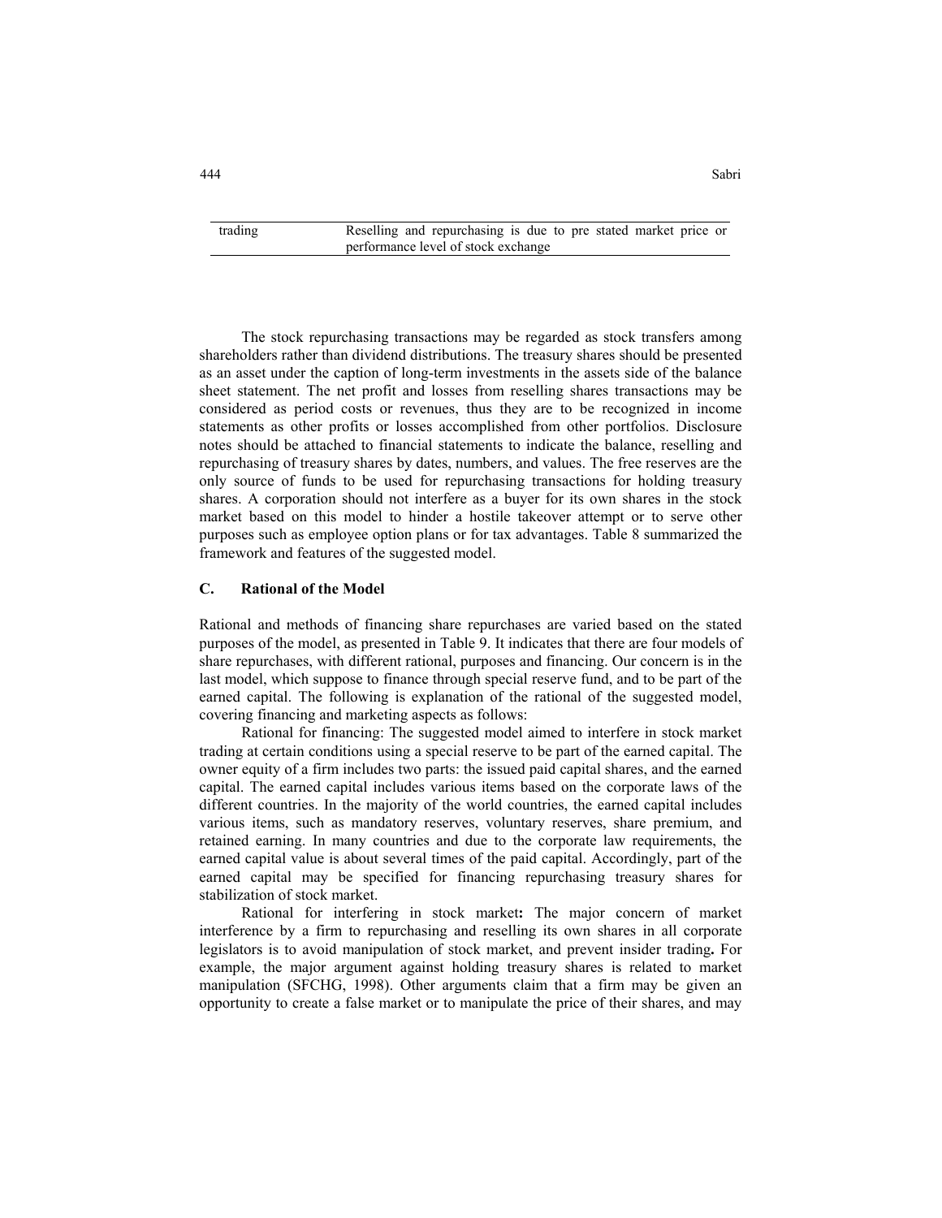| | |
|---|---|
| trading | Reselling and repurchasing is due to pre stated market price or performance level of stock exchange |

The stock repurchasing transactions may be regarded as stock transfers among shareholders rather than dividend distributions. The treasury shares should be presented as an asset under the caption of long-term investments in the assets side of the balance sheet statement. The net profit and losses from reselling shares transactions may be considered as period costs or revenues, thus they are to be recognized in income statements as other profits or losses accomplished from other portfolios. Disclosure notes should be attached to financial statements to indicate the balance, reselling and repurchasing of treasury shares by dates, numbers, and values. The free reserves are the only source of funds to be used for repurchasing transactions for holding treasury shares. A corporation should not interfere as a buyer for its own shares in the stock market based on this model to hinder a hostile takeover attempt or to serve other purposes such as employee option plans or for tax advantages. Table 8 summarized the framework and features of the suggested model.

### C. Rational of the Model

Rational and methods of financing share repurchases are varied based on the stated purposes of the model, as presented in Table 9. It indicates that there are four models of share repurchases, with different rational, purposes and financing. Our concern is in the last model, which suppose to finance through special reserve fund, and to be part of the earned capital. The following is explanation of the rational of the suggested model, covering financing and marketing aspects as follows:

Rational for financing: The suggested model aimed to interfere in stock market trading at certain conditions using a special reserve to be part of the earned capital. The owner equity of a firm includes two parts: the issued paid capital shares, and the earned capital. The earned capital includes various items based on the corporate laws of the different countries. In the majority of the world countries, the earned capital includes various items, such as mandatory reserves, voluntary reserves, share premium, and retained earning. In many countries and due to the corporate law requirements, the earned capital value is about several times of the paid capital. Accordingly, part of the earned capital may be specified for financing repurchasing treasury shares for stabilization of stock market.

Rational for interfering in stock market**:** The major concern of market interference by a firm to repurchasing and reselling its own shares in all corporate legislators is to avoid manipulation of stock market, and prevent insider trading**.** For example, the major argument against holding treasury shares is related to market manipulation (SFCHG, 1998). Other arguments claim that a firm may be given an opportunity to create a false market or to manipulate the price of their shares, and may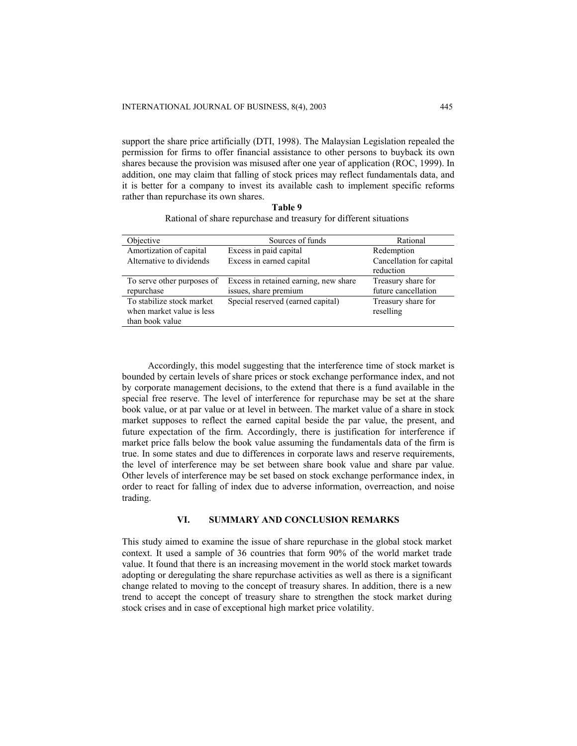support the share price artificially (DTI, 1998). The Malaysian Legislation repealed the permission for firms to offer financial assistance to other persons to buyback its own shares because the provision was misused after one year of application (ROC, 1999). In addition, one may claim that falling of stock prices may reflect fundamentals data, and it is better for a company to invest its available cash to implement specific reforms rather than repurchase its own shares.

**Table 9**

Rational of share repurchase and treasury for different situations

| Objective | Sources of funds | Rational |
|---|---|---|
| Amortization of capital | Excess in paid capital | Redemption |
| Alternative to dividends | Excess in earned capital | Cancellation for capital reduction |
| To serve other purposes of repurchase | Excess in retained earning, new share issues, share premium | Treasury share for future cancellation |
| To stabilize stock market when market value is less than book value | Special reserved (earned capital) | Treasury share for reselling |

Accordingly, this model suggesting that the interference time of stock market is bounded by certain levels of share prices or stock exchange performance index, and not by corporate management decisions, to the extend that there is a fund available in the special free reserve. The level of interference for repurchase may be set at the share book value, or at par value or at level in between. The market value of a share in stock market supposes to reflect the earned capital beside the par value, the present, and future expectation of the firm. Accordingly, there is justification for interference if market price falls below the book value assuming the fundamentals data of the firm is true. In some states and due to differences in corporate laws and reserve requirements, the level of interference may be set between share book value and share par value. Other levels of interference may be set based on stock exchange performance index, in order to react for falling of index due to adverse information, overreaction, and noise trading.

## VI. SUMMARY AND CONCLUSION REMARKS

This study aimed to examine the issue of share repurchase in the global stock market context. It used a sample of 36 countries that form 90% of the world market trade value. It found that there is an increasing movement in the world stock market towards adopting or deregulating the share repurchase activities as well as there is a significant change related to moving to the concept of treasury shares. In addition, there is a new trend to accept the concept of treasury share to strengthen the stock market during stock crises and in case of exceptional high market price volatility.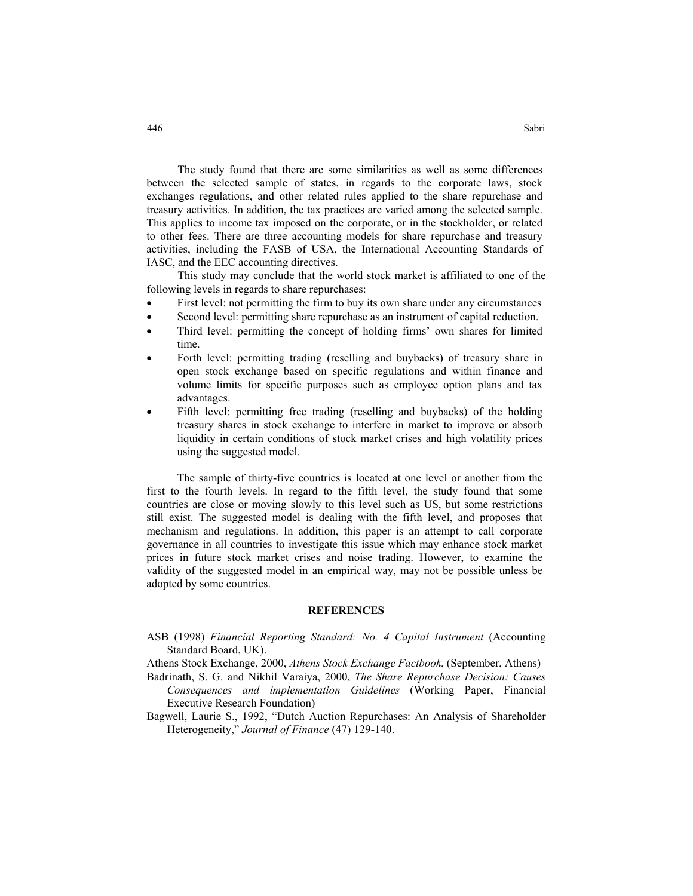The study found that there are some similarities as well as some differences between the selected sample of states, in regards to the corporate laws, stock exchanges regulations, and other related rules applied to the share repurchase and treasury activities. In addition, the tax practices are varied among the selected sample. This applies to income tax imposed on the corporate, or in the stockholder, or related to other fees. There are three accounting models for share repurchase and treasury activities, including the FASB of USA, the International Accounting Standards of IASC, and the EEC accounting directives.

This study may conclude that the world stock market is affiliated to one of the following levels in regards to share repurchases:

- First level: not permitting the firm to buy its own share under any circumstances
- Second level: permitting share repurchase as an instrument of capital reduction.
- Third level: permitting the concept of holding firms' own shares for limited time.
- Forth level: permitting trading (reselling and buybacks) of treasury share in open stock exchange based on specific regulations and within finance and volume limits for specific purposes such as employee option plans and tax advantages.
- Fifth level: permitting free trading (reselling and buybacks) of the holding treasury shares in stock exchange to interfere in market to improve or absorb liquidity in certain conditions of stock market crises and high volatility prices using the suggested model.

The sample of thirty-five countries is located at one level or another from the first to the fourth levels. In regard to the fifth level, the study found that some countries are close or moving slowly to this level such as US, but some restrictions still exist. The suggested model is dealing with the fifth level, and proposes that mechanism and regulations. In addition, this paper is an attempt to call corporate governance in all countries to investigate this issue which may enhance stock market prices in future stock market crises and noise trading. However, to examine the validity of the suggested model in an empirical way, may not be possible unless be adopted by some countries.

## REFERENCES

ASB (1998) *Financial Reporting Standard: No. 4 Capital Instrument* (Accounting Standard Board, UK).

Athens Stock Exchange, 2000, *Athens Stock Exchange Factbook*, (September, Athens)

Badrinath, S. G. and Nikhil Varaiya, 2000, *The Share Repurchase Decision: Causes Consequences and implementation Guidelines* (Working Paper, Financial Executive Research Foundation)

Bagwell, Laurie S., 1992, "Dutch Auction Repurchases: An Analysis of Shareholder Heterogeneity," *Journal of Finance* (47) 129-140.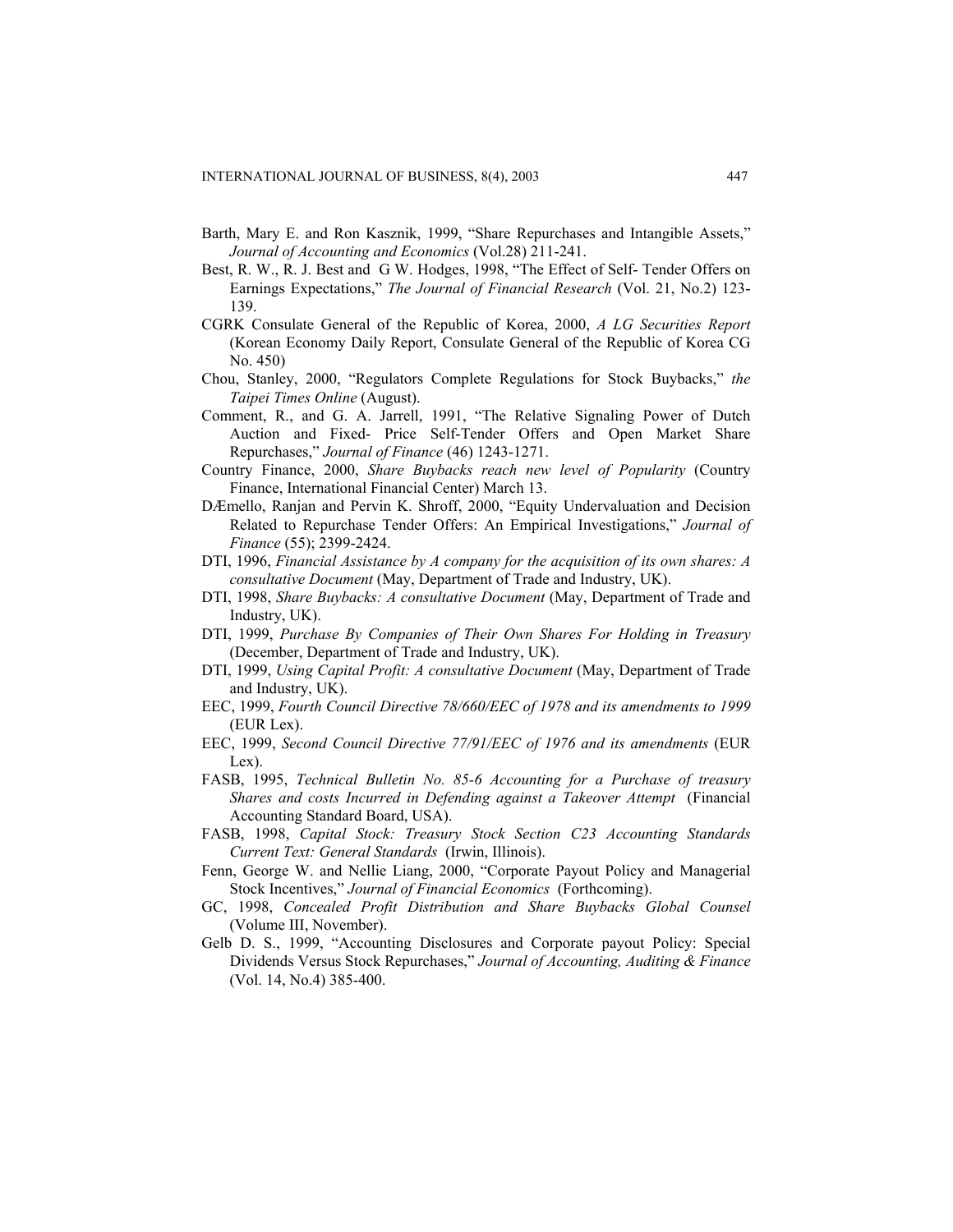Barth, Mary E. and Ron Kasznik, 1999, "Share Repurchases and Intangible Assets," *Journal of Accounting and Economics* (Vol.28) 211-241.

Best, R. W., R. J. Best and G W. Hodges, 1998, "The Effect of Self- Tender Offers on Earnings Expectations," *The Journal of Financial Research* (Vol. 21, No.2) 123-139.

CGRK Consulate General of the Republic of Korea, 2000, *A LG Securities Report* (Korean Economy Daily Report, Consulate General of the Republic of Korea CG No. 450)

Chou, Stanley, 2000, "Regulators Complete Regulations for Stock Buybacks," *the Taipei Times Online* (August).

Comment, R., and G. A. Jarrell, 1991, "The Relative Signaling Power of Dutch Auction and Fixed- Price Self-Tender Offers and Open Market Share Repurchases," *Journal of Finance* (46) 1243-1271.

Country Finance, 2000, *Share Buybacks reach new level of Popularity* (Country Finance, International Financial Center) March 13.

DÆmello, Ranjan and Pervin K. Shroff, 2000, "Equity Undervaluation and Decision Related to Repurchase Tender Offers: An Empirical Investigations," *Journal of Finance* (55); 2399-2424.

DTI, 1996, *Financial Assistance by A company for the acquisition of its own shares: A consultative Document* (May, Department of Trade and Industry, UK).

DTI, 1998, *Share Buybacks: A consultative Document* (May, Department of Trade and Industry, UK).

DTI, 1999, *Purchase By Companies of Their Own Shares For Holding in Treasury* (December, Department of Trade and Industry, UK).

DTI, 1999, *Using Capital Profit: A consultative Document* (May, Department of Trade and Industry, UK).

EEC, 1999, *Fourth Council Directive 78/660/EEC of 1978 and its amendments to 1999* (EUR Lex).

EEC, 1999, *Second Council Directive 77/91/EEC of 1976 and its amendments* (EUR Lex).

FASB, 1995, *Technical Bulletin No. 85-6 Accounting for a Purchase of treasury Shares and costs Incurred in Defending against a Takeover Attempt* (Financial Accounting Standard Board, USA).

FASB, 1998, *Capital Stock: Treasury Stock Section C23 Accounting Standards Current Text: General Standards* (Irwin, Illinois).

Fenn, George W. and Nellie Liang, 2000, "Corporate Payout Policy and Managerial Stock Incentives," *Journal of Financial Economics* (Forthcoming).

GC, 1998, *Concealed Profit Distribution and Share Buybacks Global Counsel* (Volume III, November).

Gelb D. S., 1999, "Accounting Disclosures and Corporate payout Policy: Special Dividends Versus Stock Repurchases," *Journal of Accounting, Auditing & Finance* (Vol. 14, No.4) 385-400.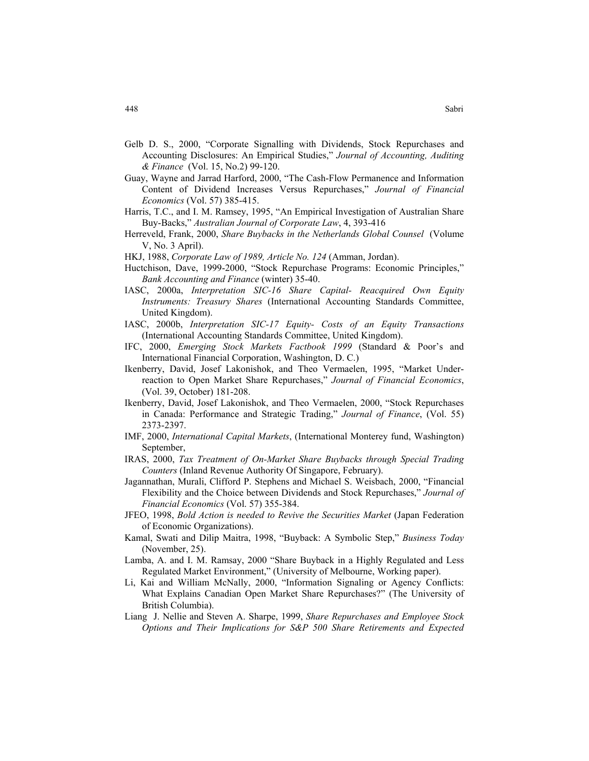Gelb D. S., 2000, "Corporate Signalling with Dividends, Stock Repurchases and Accounting Disclosures: An Empirical Studies," *Journal of Accounting, Auditing & Finance* (Vol. 15, No.2) 99-120.

Guay, Wayne and Jarrad Harford, 2000, "The Cash-Flow Permanence and Information Content of Dividend Increases Versus Repurchases," *Journal of Financial Economics* (Vol. 57) 385-415.

Harris, T.C., and I. M. Ramsey, 1995, "An Empirical Investigation of Australian Share Buy-Backs," *Australian Journal of Corporate Law*, 4, 393-416

Herreveld, Frank, 2000, *Share Buybacks in the Netherlands Global Counsel* (Volume V, No. 3 April).

HKJ, 1988, *Corporate Law of 1989, Article No. 124* (Amman, Jordan).

Huctchison, Dave, 1999-2000, "Stock Repurchase Programs: Economic Principles," *Bank Accounting and Finance* (winter) 35-40.

IASC, 2000a, *Interpretation SIC-16 Share Capital- Reacquired Own Equity Instruments: Treasury Shares* (International Accounting Standards Committee, United Kingdom).

IASC, 2000b, *Interpretation SIC-17 Equity- Costs of an Equity Transactions* (International Accounting Standards Committee, United Kingdom).

IFC, 2000, *Emerging Stock Markets Factbook 1999* (Standard & Poor's and International Financial Corporation, Washington, D. C.)

Ikenberry, David, Josef Lakonishok, and Theo Vermaelen, 1995, "Market Under-reaction to Open Market Share Repurchases," *Journal of Financial Economics*, (Vol. 39, October) 181-208.

Ikenberry, David, Josef Lakonishok, and Theo Vermaelen, 2000, "Stock Repurchases in Canada: Performance and Strategic Trading," *Journal of Finance*, (Vol. 55) 2373-2397.

IMF, 2000, *International Capital Markets*, (International Monterey fund, Washington) September,

IRAS, 2000, *Tax Treatment of On-Market Share Buybacks through Special Trading Counters* (Inland Revenue Authority Of Singapore, February).

Jagannathan, Murali, Clifford P. Stephens and Michael S. Weisbach, 2000, "Financial Flexibility and the Choice between Dividends and Stock Repurchases," *Journal of Financial Economics* (Vol. 57) 355-384.

JFEO, 1998, *Bold Action is needed to Revive the Securities Market* (Japan Federation of Economic Organizations).

Kamal, Swati and Dilip Maitra, 1998, "Buyback: A Symbolic Step," *Business Today* (November, 25).

Lamba, A. and I. M. Ramsay, 2000 "Share Buyback in a Highly Regulated and Less Regulated Market Environment," (University of Melbourne, Working paper).

Li, Kai and William McNally, 2000, "Information Signaling or Agency Conflicts: What Explains Canadian Open Market Share Repurchases?" (The University of British Columbia).

Liang J. Nellie and Steven A. Sharpe, 1999, *Share Repurchases and Employee Stock Options and Their Implications for S&P 500 Share Retirements and Expected*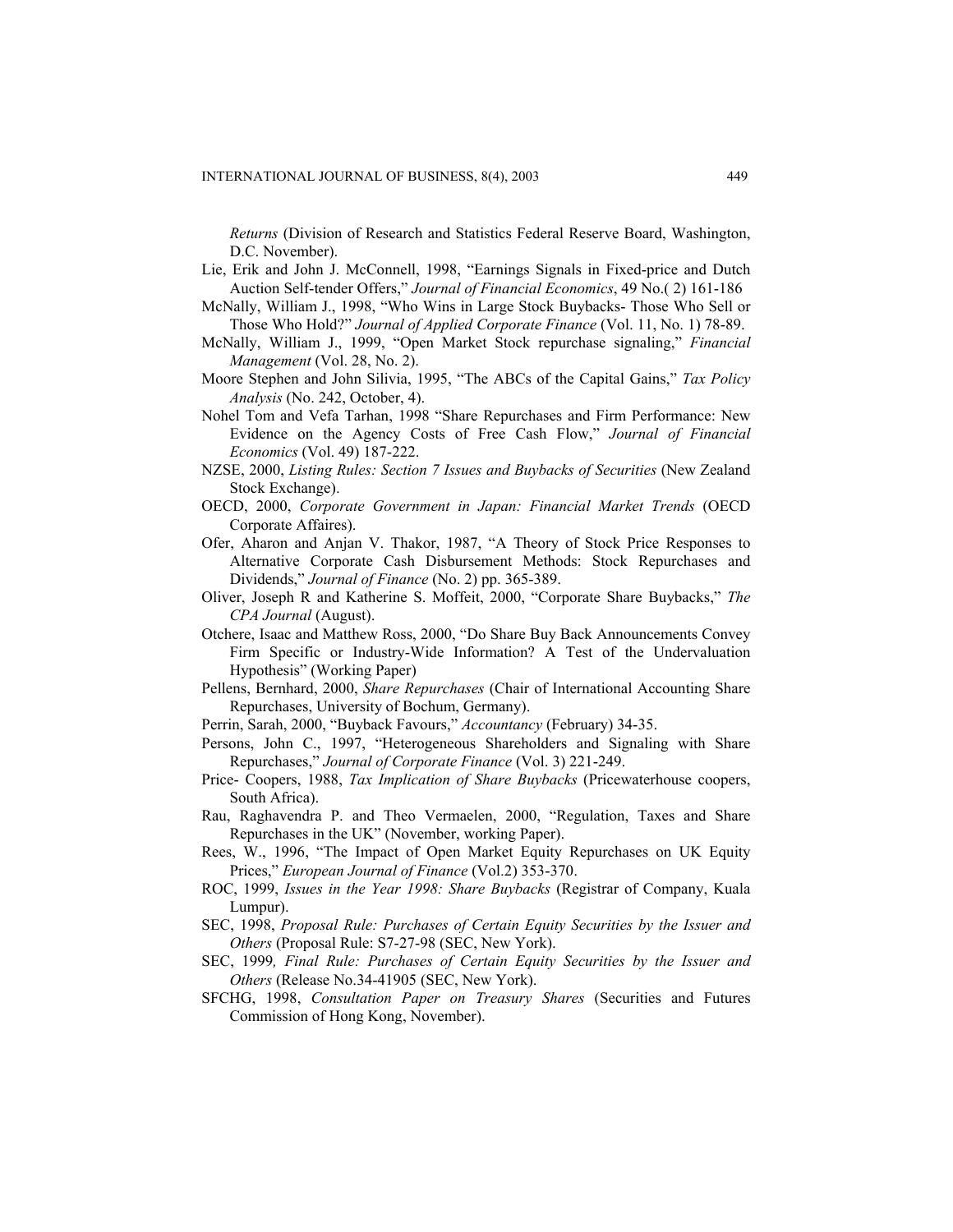*Returns* (Division of Research and Statistics Federal Reserve Board, Washington, D.C. November).

Lie, Erik and John J. McConnell, 1998, "Earnings Signals in Fixed-price and Dutch Auction Self-tender Offers," *Journal of Financial Economics*, 49 No.( 2) 161-186

McNally, William J., 1998, "Who Wins in Large Stock Buybacks- Those Who Sell or Those Who Hold?" *Journal of Applied Corporate Finance* (Vol. 11, No. 1) 78-89.

McNally, William J., 1999, "Open Market Stock repurchase signaling," *Financial Management* (Vol. 28, No. 2).

Moore Stephen and John Silivia, 1995, "The ABCs of the Capital Gains," *Tax Policy Analysis* (No. 242, October, 4).

Nohel Tom and Vefa Tarhan, 1998 "Share Repurchases and Firm Performance: New Evidence on the Agency Costs of Free Cash Flow," *Journal of Financial Economics* (Vol. 49) 187-222.

NZSE, 2000, *Listing Rules: Section 7 Issues and Buybacks of Securities* (New Zealand Stock Exchange).

OECD, 2000, *Corporate Government in Japan: Financial Market Trends* (OECD Corporate Affaires).

Ofer, Aharon and Anjan V. Thakor, 1987, "A Theory of Stock Price Responses to Alternative Corporate Cash Disbursement Methods: Stock Repurchases and Dividends," *Journal of Finance* (No. 2) pp. 365-389.

Oliver, Joseph R and Katherine S. Moffeit, 2000, "Corporate Share Buybacks," *The CPA Journal* (August).

Otchere, Isaac and Matthew Ross, 2000, "Do Share Buy Back Announcements Convey Firm Specific or Industry-Wide Information? A Test of the Undervaluation Hypothesis" (Working Paper)

Pellens, Bernhard, 2000, *Share Repurchases* (Chair of International Accounting Share Repurchases, University of Bochum, Germany).

Perrin, Sarah, 2000, "Buyback Favours," *Accountancy* (February) 34-35.

Persons, John C., 1997, "Heterogeneous Shareholders and Signaling with Share Repurchases," *Journal of Corporate Finance* (Vol. 3) 221-249.

Price- Coopers, 1988, *Tax Implication of Share Buybacks* (Pricewaterhouse coopers, South Africa).

Rau, Raghavendra P. and Theo Vermaelen, 2000, "Regulation, Taxes and Share Repurchases in the UK" (November, working Paper).

Rees, W., 1996, "The Impact of Open Market Equity Repurchases on UK Equity Prices," *European Journal of Finance* (Vol.2) 353-370.

ROC, 1999, *Issues in the Year 1998: Share Buybacks* (Registrar of Company, Kuala Lumpur).

SEC, 1998, *Proposal Rule: Purchases of Certain Equity Securities by the Issuer and Others* (Proposal Rule: S7-27-98 (SEC, New York).

SEC, 1999*, Final Rule: Purchases of Certain Equity Securities by the Issuer and Others* (Release No.34-41905 (SEC, New York).

SFCHG, 1998, *Consultation Paper on Treasury Shares* (Securities and Futures Commission of Hong Kong, November).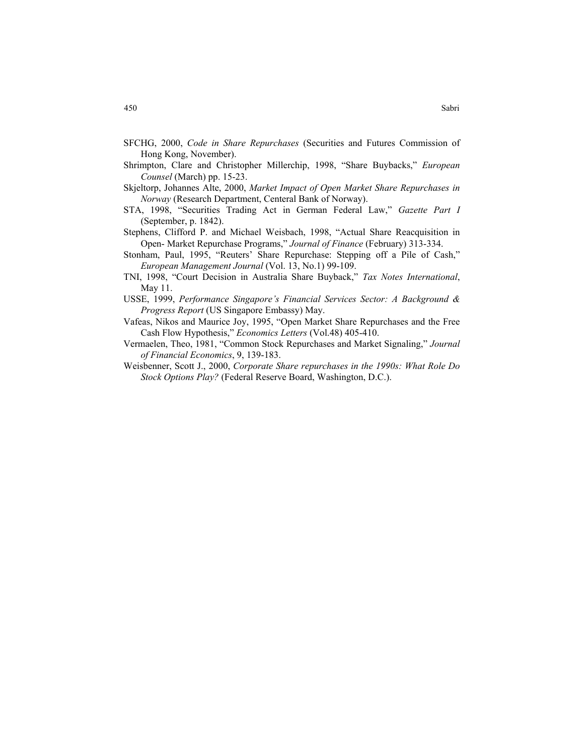SFCHG, 2000, *Code in Share Repurchases* (Securities and Futures Commission of Hong Kong, November).

Shrimpton, Clare and Christopher Millerchip, 1998, "Share Buybacks," *European Counsel* (March) pp. 15-23.

Skjeltorp, Johannes Alte, 2000, *Market Impact of Open Market Share Repurchases in Norway* (Research Department, Centeral Bank of Norway).

STA, 1998, "Securities Trading Act in German Federal Law," *Gazette Part I* (September, p. 1842).

Stephens, Clifford P. and Michael Weisbach, 1998, "Actual Share Reacquisition in Open- Market Repurchase Programs," *Journal of Finance* (February) 313-334.

Stonham, Paul, 1995, "Reuters' Share Repurchase: Stepping off a Pile of Cash," *European Management Journal* (Vol. 13, No.1) 99-109.

TNI, 1998, "Court Decision in Australia Share Buyback," *Tax Notes International*, May 11.

USSE, 1999, *Performance Singapore's Financial Services Sector: A Background & Progress Report* (US Singapore Embassy) May.

Vafeas, Nikos and Maurice Joy, 1995, "Open Market Share Repurchases and the Free Cash Flow Hypothesis," *Economics Letters* (Vol.48) 405-410.

Vermaelen, Theo, 1981, "Common Stock Repurchases and Market Signaling," *Journal of Financial Economics*, 9, 139-183.

Weisbenner, Scott J., 2000, *Corporate Share repurchases in the 1990s: What Role Do Stock Options Play?* (Federal Reserve Board, Washington, D.C.).